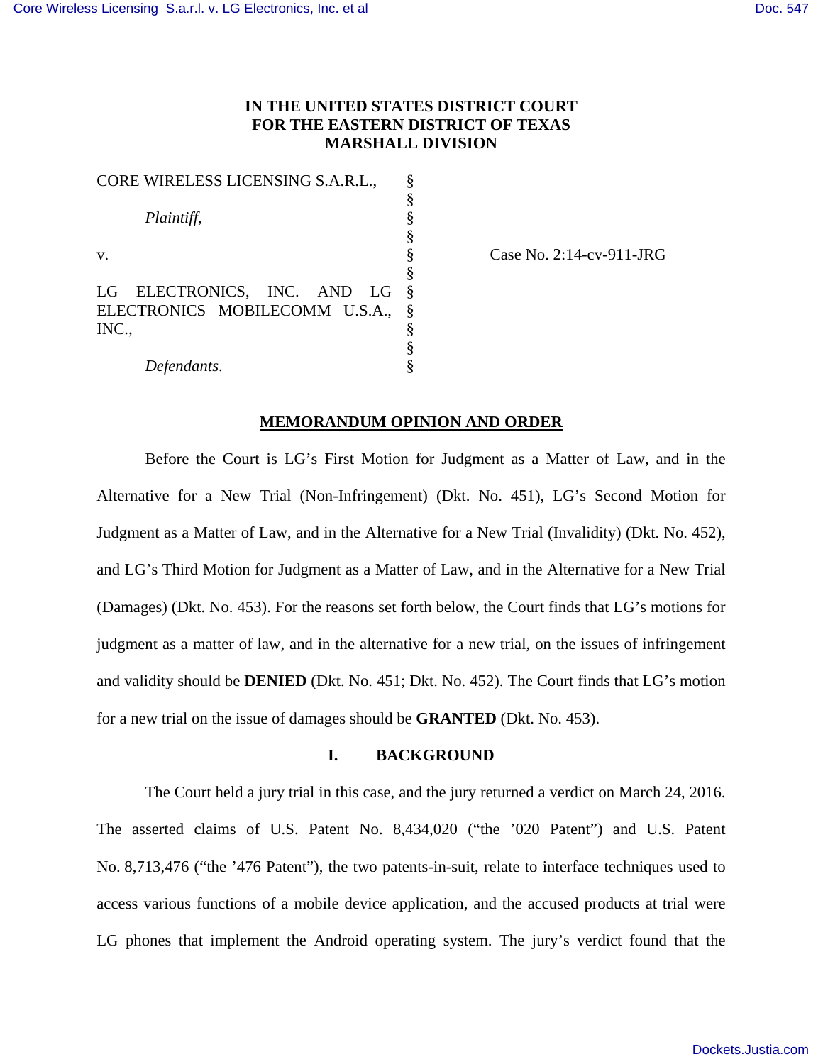**IN THE UNITED STATES DISTRICT COURT**
**FOR THE EASTERN DISTRICT OF TEXAS**
**MARSHALL DIVISION**

| | | |
|---|---|---|
| CORE WIRELESS LICENSING S.A.R.L., | § | |
| | § | |
| *Plaintiff,* | § | |
| | § | |
| v. | § | Case No. 2:14-cv-911-JRG |
| | § | |
| LG ELECTRONICS, INC. AND LG ELECTRONICS MOBILECOMM U.S.A., INC., | § | |
| | § | |
| *Defendants*. | § | |

**MEMORANDUM OPINION AND ORDER**

Before the Court is LG's First Motion for Judgment as a Matter of Law, and in the Alternative for a New Trial (Non-Infringement) (Dkt. No. 451), LG's Second Motion for Judgment as a Matter of Law, and in the Alternative for a New Trial (Invalidity) (Dkt. No. 452), and LG's Third Motion for Judgment as a Matter of Law, and in the Alternative for a New Trial (Damages) (Dkt. No. 453). For the reasons set forth below, the Court finds that LG's motions for judgment as a matter of law, and in the alternative for a new trial, on the issues of infringement and validity should be **DENIED** (Dkt. No. 451; Dkt. No. 452). The Court finds that LG's motion for a new trial on the issue of damages should be **GRANTED** (Dkt. No. 453).

## I. BACKGROUND

The Court held a jury trial in this case, and the jury returned a verdict on March 24, 2016. The asserted claims of U.S. Patent No. 8,434,020 ("the '020 Patent") and U.S. Patent No. 8,713,476 ("the '476 Patent"), the two patents-in-suit, relate to interface techniques used to access various functions of a mobile device application, and the accused products at trial were LG phones that implement the Android operating system. The jury's verdict found that the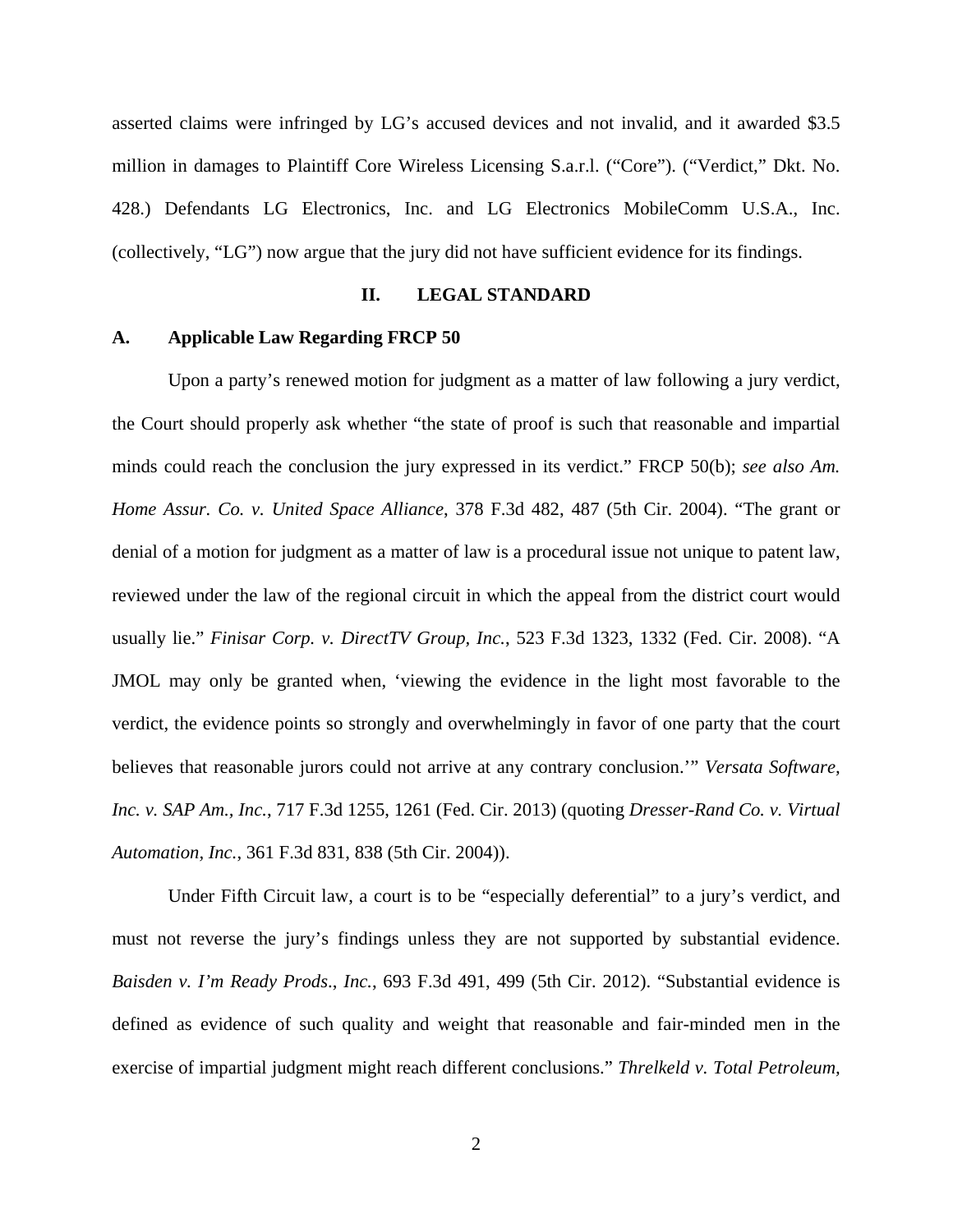asserted claims were infringed by LG's accused devices and not invalid, and it awarded $3.5 million in damages to Plaintiff Core Wireless Licensing S.a.r.l. ("Core"). ("Verdict," Dkt. No. 428.) Defendants LG Electronics, Inc. and LG Electronics MobileComm U.S.A., Inc. (collectively, "LG") now argue that the jury did not have sufficient evidence for its findings.

## II. LEGAL STANDARD

### A. Applicable Law Regarding FRCP 50

Upon a party's renewed motion for judgment as a matter of law following a jury verdict, the Court should properly ask whether "the state of proof is such that reasonable and impartial minds could reach the conclusion the jury expressed in its verdict." FRCP 50(b); *see also Am. Home Assur. Co. v. United Space Alliance*, 378 F.3d 482, 487 (5th Cir. 2004). "The grant or denial of a motion for judgment as a matter of law is a procedural issue not unique to patent law, reviewed under the law of the regional circuit in which the appeal from the district court would usually lie." *Finisar Corp. v. DirectTV Group, Inc.*, 523 F.3d 1323, 1332 (Fed. Cir. 2008). "A JMOL may only be granted when, 'viewing the evidence in the light most favorable to the verdict, the evidence points so strongly and overwhelmingly in favor of one party that the court believes that reasonable jurors could not arrive at any contrary conclusion.'" *Versata Software, Inc. v. SAP Am., Inc.*, 717 F.3d 1255, 1261 (Fed. Cir. 2013) (quoting *Dresser-Rand Co. v. Virtual Automation, Inc.*, 361 F.3d 831, 838 (5th Cir. 2004)).

Under Fifth Circuit law, a court is to be "especially deferential" to a jury's verdict, and must not reverse the jury's findings unless they are not supported by substantial evidence. *Baisden v. I'm Ready Prods., Inc.*, 693 F.3d 491, 499 (5th Cir. 2012). "Substantial evidence is defined as evidence of such quality and weight that reasonable and fair-minded men in the exercise of impartial judgment might reach different conclusions." *Threlkeld v. Total Petroleum,*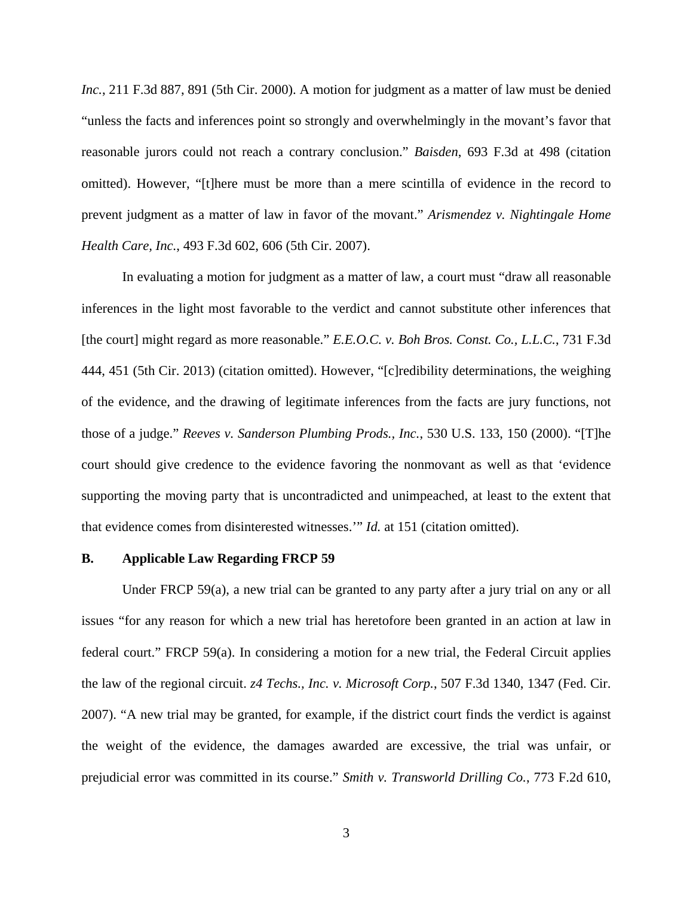*Inc.*, 211 F.3d 887, 891 (5th Cir. 2000). A motion for judgment as a matter of law must be denied "unless the facts and inferences point so strongly and overwhelmingly in the movant's favor that reasonable jurors could not reach a contrary conclusion." *Baisden*, 693 F.3d at 498 (citation omitted). However, "[t]here must be more than a mere scintilla of evidence in the record to prevent judgment as a matter of law in favor of the movant." *Arismendez v. Nightingale Home Health Care, Inc.*, 493 F.3d 602, 606 (5th Cir. 2007).

In evaluating a motion for judgment as a matter of law, a court must "draw all reasonable inferences in the light most favorable to the verdict and cannot substitute other inferences that [the court] might regard as more reasonable." *E.E.O.C. v. Boh Bros. Const. Co., L.L.C.*, 731 F.3d 444, 451 (5th Cir. 2013) (citation omitted). However, "[c]redibility determinations, the weighing of the evidence, and the drawing of legitimate inferences from the facts are jury functions, not those of a judge." *Reeves v. Sanderson Plumbing Prods., Inc.*, 530 U.S. 133, 150 (2000). "[T]he court should give credence to the evidence favoring the nonmovant as well as that 'evidence supporting the moving party that is uncontradicted and unimpeached, at least to the extent that that evidence comes from disinterested witnesses.'" *Id.* at 151 (citation omitted).

### B. Applicable Law Regarding FRCP 59

Under FRCP 59(a), a new trial can be granted to any party after a jury trial on any or all issues "for any reason for which a new trial has heretofore been granted in an action at law in federal court." FRCP 59(a). In considering a motion for a new trial, the Federal Circuit applies the law of the regional circuit. *z4 Techs., Inc. v. Microsoft Corp.*, 507 F.3d 1340, 1347 (Fed. Cir. 2007). "A new trial may be granted, for example, if the district court finds the verdict is against the weight of the evidence, the damages awarded are excessive, the trial was unfair, or prejudicial error was committed in its course." *Smith v. Transworld Drilling Co.*, 773 F.2d 610,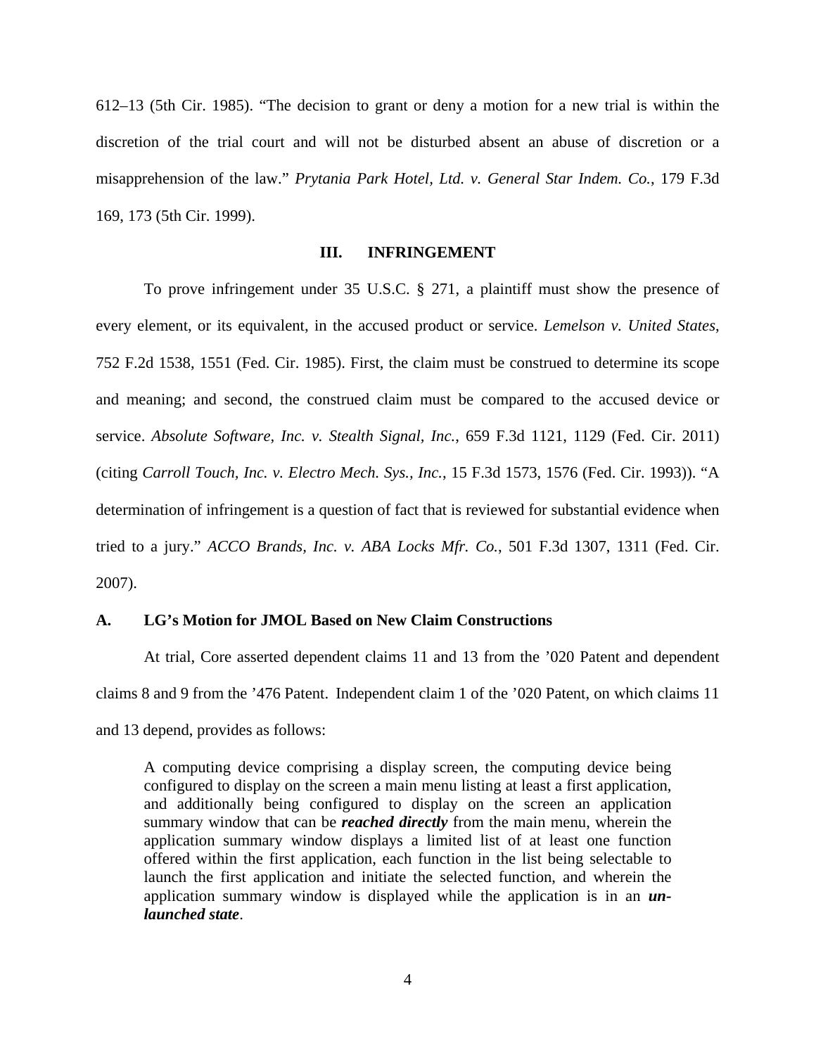612–13 (5th Cir. 1985). "The decision to grant or deny a motion for a new trial is within the discretion of the trial court and will not be disturbed absent an abuse of discretion or a misapprehension of the law." *Prytania Park Hotel, Ltd. v. General Star Indem. Co.*, 179 F.3d 169, 173 (5th Cir. 1999).

## III. INFRINGEMENT

To prove infringement under 35 U.S.C. § 271, a plaintiff must show the presence of every element, or its equivalent, in the accused product or service. *Lemelson v. United States*, 752 F.2d 1538, 1551 (Fed. Cir. 1985). First, the claim must be construed to determine its scope and meaning; and second, the construed claim must be compared to the accused device or service. *Absolute Software, Inc. v. Stealth Signal, Inc.*, 659 F.3d 1121, 1129 (Fed. Cir. 2011) (citing *Carroll Touch, Inc. v. Electro Mech. Sys., Inc.*, 15 F.3d 1573, 1576 (Fed. Cir. 1993)). "A determination of infringement is a question of fact that is reviewed for substantial evidence when tried to a jury." *ACCO Brands, Inc. v. ABA Locks Mfr. Co.*, 501 F.3d 1307, 1311 (Fed. Cir. 2007).

### A. LG's Motion for JMOL Based on New Claim Constructions

At trial, Core asserted dependent claims 11 and 13 from the '020 Patent and dependent claims 8 and 9 from the '476 Patent. Independent claim 1 of the '020 Patent, on which claims 11 and 13 depend, provides as follows:

> A computing device comprising a display screen, the computing device being configured to display on the screen a main menu listing at least a first application, and additionally being configured to display on the screen an application summary window that can be ***reached directly*** from the main menu, wherein the application summary window displays a limited list of at least one function offered within the first application, each function in the list being selectable to launch the first application and initiate the selected function, and wherein the application summary window is displayed while the application is in an ***un-launched state***.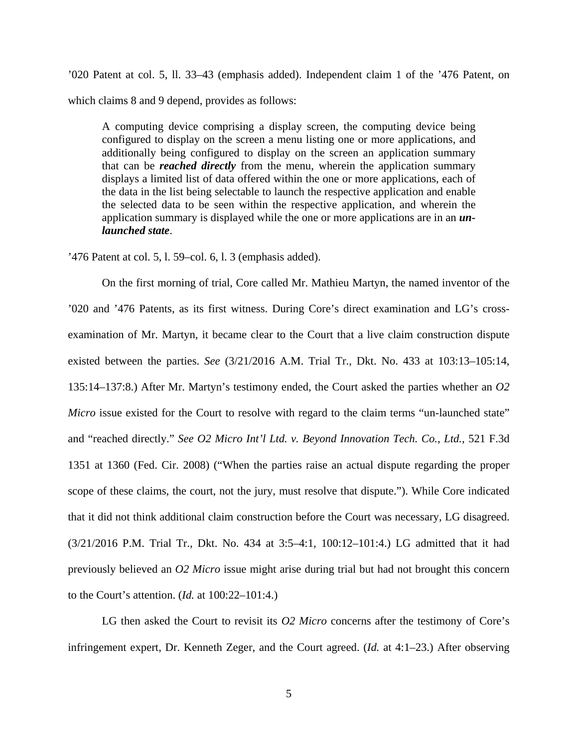’020 Patent at col. 5, ll. 33–43 (emphasis added). Independent claim 1 of the ’476 Patent, on which claims 8 and 9 depend, provides as follows:

> A computing device comprising a display screen, the computing device being configured to display on the screen a menu listing one or more applications, and additionally being configured to display on the screen an application summary that can be ***reached directly*** from the menu, wherein the application summary displays a limited list of data offered within the one or more applications, each of the data in the list being selectable to launch the respective application and enable the selected data to be seen within the respective application, and wherein the application summary is displayed while the one or more applications are in an ***un-launched state***.

’476 Patent at col. 5, l. 59–col. 6, l. 3 (emphasis added).

On the first morning of trial, Core called Mr. Mathieu Martyn, the named inventor of the ’020 and ’476 Patents, as its first witness. During Core’s direct examination and LG’s cross-examination of Mr. Martyn, it became clear to the Court that a live claim construction dispute existed between the parties. *See* (3/21/2016 A.M. Trial Tr., Dkt. No. 433 at 103:13–105:14, 135:14–137:8.) After Mr. Martyn’s testimony ended, the Court asked the parties whether an *O2 Micro* issue existed for the Court to resolve with regard to the claim terms “un-launched state” and “reached directly.” *See O2 Micro Int’l Ltd. v. Beyond Innovation Tech. Co., Ltd.*, 521 F.3d 1351 at 1360 (Fed. Cir. 2008) (“When the parties raise an actual dispute regarding the proper scope of these claims, the court, not the jury, must resolve that dispute.”). While Core indicated that it did not think additional claim construction before the Court was necessary, LG disagreed. (3/21/2016 P.M. Trial Tr., Dkt. No. 434 at 3:5–4:1, 100:12–101:4.) LG admitted that it had previously believed an *O2 Micro* issue might arise during trial but had not brought this concern to the Court’s attention. (*Id.* at 100:22–101:4.)

LG then asked the Court to revisit its *O2 Micro* concerns after the testimony of Core’s infringement expert, Dr. Kenneth Zeger, and the Court agreed. (*Id.* at 4:1–23.) After observing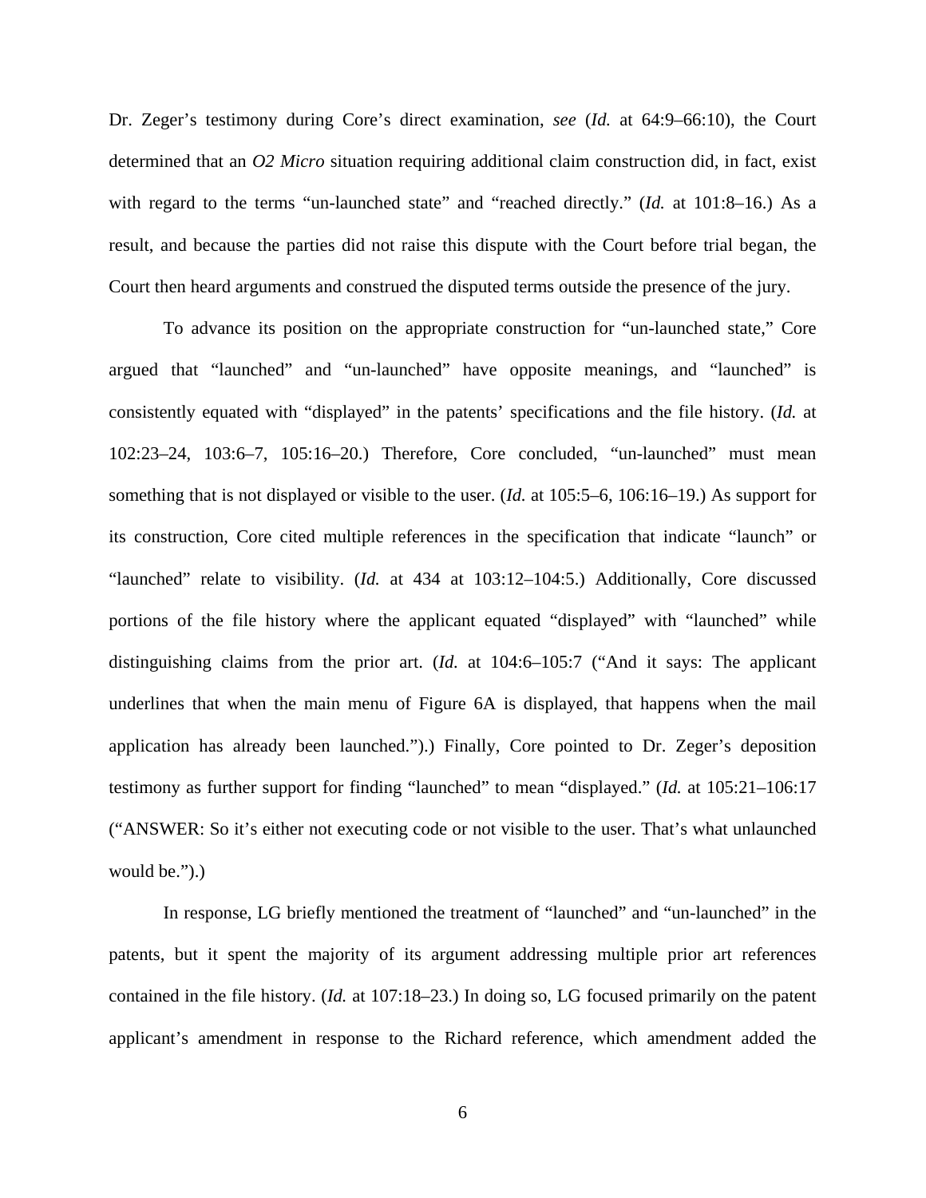Dr. Zeger's testimony during Core's direct examination, *see* (*Id.* at 64:9–66:10), the Court determined that an *O2 Micro* situation requiring additional claim construction did, in fact, exist with regard to the terms "un-launched state" and "reached directly." (*Id.* at 101:8–16.) As a result, and because the parties did not raise this dispute with the Court before trial began, the Court then heard arguments and construed the disputed terms outside the presence of the jury.

To advance its position on the appropriate construction for "un-launched state," Core argued that "launched" and "un-launched" have opposite meanings, and "launched" is consistently equated with "displayed" in the patents' specifications and the file history. (*Id.* at 102:23–24, 103:6–7, 105:16–20.) Therefore, Core concluded, "un-launched" must mean something that is not displayed or visible to the user. (*Id.* at 105:5–6, 106:16–19.) As support for its construction, Core cited multiple references in the specification that indicate "launch" or "launched" relate to visibility. (*Id.* at 434 at 103:12–104:5.) Additionally, Core discussed portions of the file history where the applicant equated "displayed" with "launched" while distinguishing claims from the prior art. (*Id.* at 104:6–105:7 ("And it says: The applicant underlines that when the main menu of Figure 6A is displayed, that happens when the mail application has already been launched.").) Finally, Core pointed to Dr. Zeger's deposition testimony as further support for finding "launched" to mean "displayed." (*Id.* at 105:21–106:17 ("ANSWER: So it's either not executing code or not visible to the user. That's what unlaunched would be.").)

In response, LG briefly mentioned the treatment of "launched" and "un-launched" in the patents, but it spent the majority of its argument addressing multiple prior art references contained in the file history. (*Id.* at 107:18–23.) In doing so, LG focused primarily on the patent applicant's amendment in response to the Richard reference, which amendment added the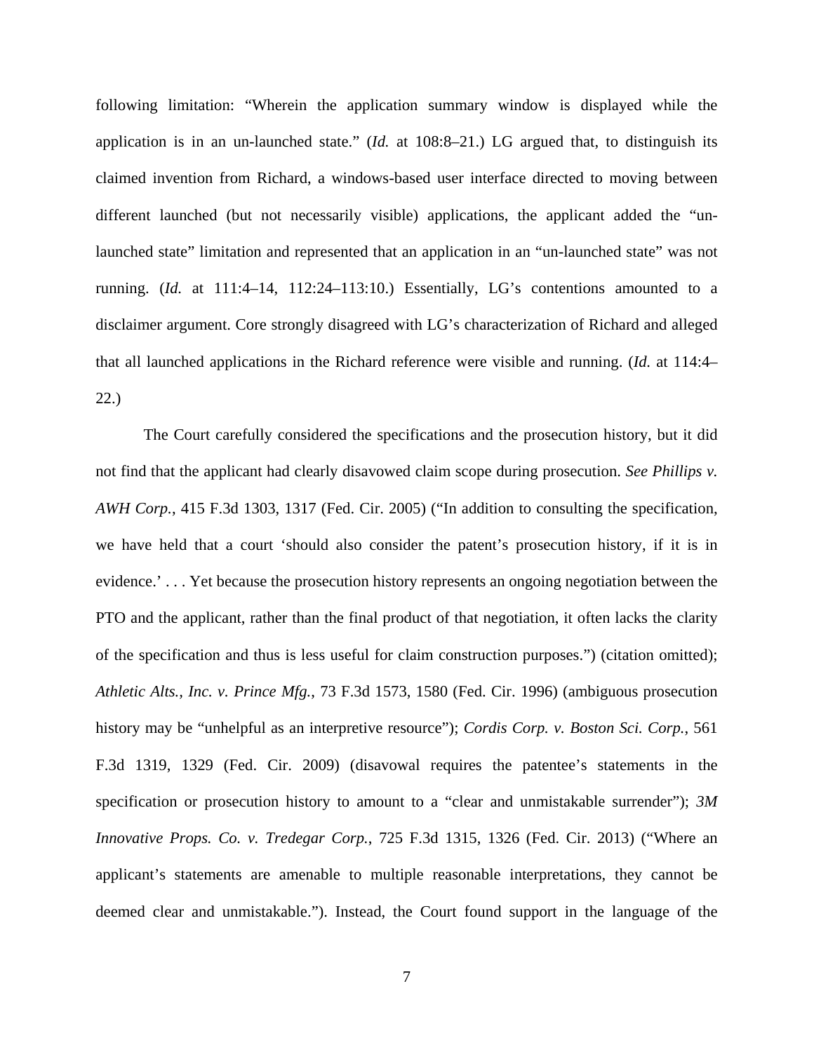following limitation: "Wherein the application summary window is displayed while the application is in an un-launched state." (*Id.* at 108:8–21.) LG argued that, to distinguish its claimed invention from Richard, a windows-based user interface directed to moving between different launched (but not necessarily visible) applications, the applicant added the "un-launched state" limitation and represented that an application in an "un-launched state" was not running. (*Id.* at 111:4–14, 112:24–113:10.) Essentially, LG's contentions amounted to a disclaimer argument. Core strongly disagreed with LG's characterization of Richard and alleged that all launched applications in the Richard reference were visible and running. (*Id.* at 114:4–22.)

The Court carefully considered the specifications and the prosecution history, but it did not find that the applicant had clearly disavowed claim scope during prosecution. *See Phillips v. AWH Corp.*, 415 F.3d 1303, 1317 (Fed. Cir. 2005) ("In addition to consulting the specification, we have held that a court 'should also consider the patent's prosecution history, if it is in evidence.' . . . Yet because the prosecution history represents an ongoing negotiation between the PTO and the applicant, rather than the final product of that negotiation, it often lacks the clarity of the specification and thus is less useful for claim construction purposes.") (citation omitted); *Athletic Alts., Inc. v. Prince Mfg.*, 73 F.3d 1573, 1580 (Fed. Cir. 1996) (ambiguous prosecution history may be "unhelpful as an interpretive resource"); *Cordis Corp. v. Boston Sci. Corp.*, 561 F.3d 1319, 1329 (Fed. Cir. 2009) (disavowal requires the patentee's statements in the specification or prosecution history to amount to a "clear and unmistakable surrender"); *3M Innovative Props. Co. v. Tredegar Corp.*, 725 F.3d 1315, 1326 (Fed. Cir. 2013) ("Where an applicant's statements are amenable to multiple reasonable interpretations, they cannot be deemed clear and unmistakable."). Instead, the Court found support in the language of the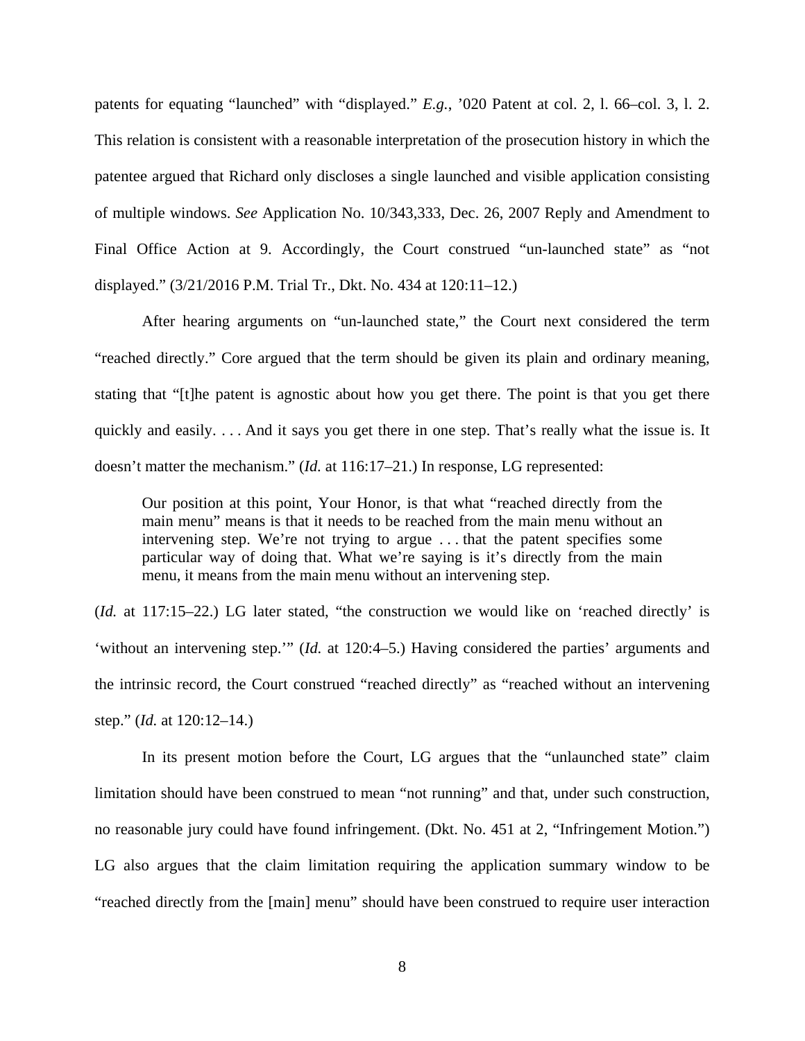patents for equating "launched" with "displayed." *E.g.*, '020 Patent at col. 2, l. 66–col. 3, l. 2. This relation is consistent with a reasonable interpretation of the prosecution history in which the patentee argued that Richard only discloses a single launched and visible application consisting of multiple windows. *See* Application No. 10/343,333, Dec. 26, 2007 Reply and Amendment to Final Office Action at 9. Accordingly, the Court construed "un-launched state" as "not displayed." (3/21/2016 P.M. Trial Tr., Dkt. No. 434 at 120:11–12.)

After hearing arguments on "un-launched state," the Court next considered the term "reached directly." Core argued that the term should be given its plain and ordinary meaning, stating that "[t]he patent is agnostic about how you get there. The point is that you get there quickly and easily. . . . And it says you get there in one step. That's really what the issue is. It doesn't matter the mechanism." (*Id.* at 116:17–21.) In response, LG represented:

> Our position at this point, Your Honor, is that what "reached directly from the main menu" means is that it needs to be reached from the main menu without an intervening step. We're not trying to argue . . . that the patent specifies some particular way of doing that. What we're saying is it's directly from the main menu, it means from the main menu without an intervening step.

(*Id.* at 117:15–22.) LG later stated, "the construction we would like on 'reached directly' is 'without an intervening step.'" (*Id.* at 120:4–5.) Having considered the parties' arguments and the intrinsic record, the Court construed "reached directly" as "reached without an intervening step." (*Id.* at 120:12–14.)

In its present motion before the Court, LG argues that the "unlaunched state" claim limitation should have been construed to mean "not running" and that, under such construction, no reasonable jury could have found infringement. (Dkt. No. 451 at 2, "Infringement Motion.") LG also argues that the claim limitation requiring the application summary window to be "reached directly from the [main] menu" should have been construed to require user interaction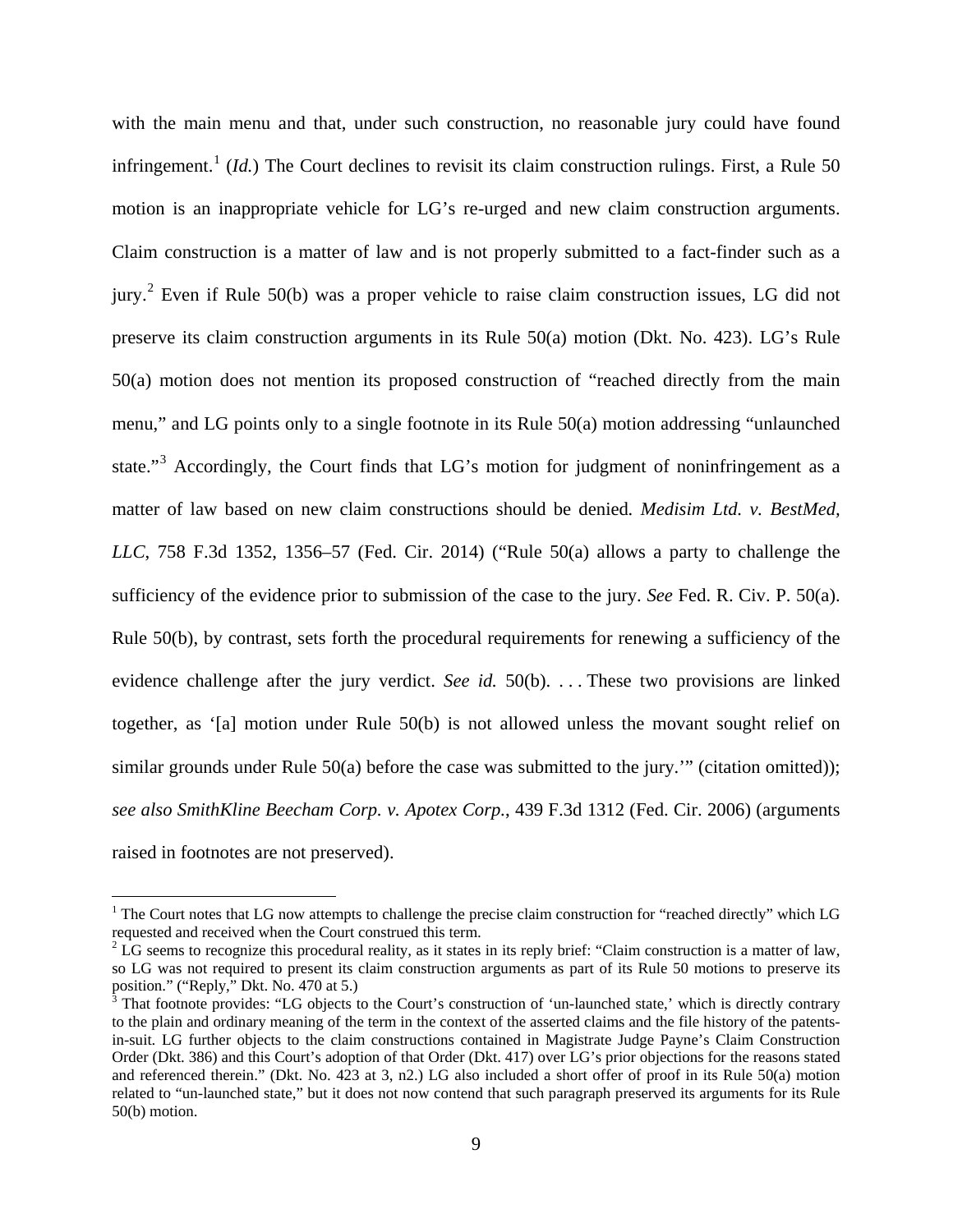with the main menu and that, under such construction, no reasonable jury could have found infringement.[1] (*Id.*) The Court declines to revisit its claim construction rulings. First, a Rule 50 motion is an inappropriate vehicle for LG's re-urged and new claim construction arguments. Claim construction is a matter of law and is not properly submitted to a fact-finder such as a jury.[2] Even if Rule 50(b) was a proper vehicle to raise claim construction issues, LG did not preserve its claim construction arguments in its Rule 50(a) motion (Dkt. No. 423). LG's Rule 50(a) motion does not mention its proposed construction of "reached directly from the main menu," and LG points only to a single footnote in its Rule 50(a) motion addressing "unlaunched state."[3] Accordingly, the Court finds that LG's motion for judgment of noninfringement as a matter of law based on new claim constructions should be denied. *Medisim Ltd. v. BestMed, LLC*, 758 F.3d 1352, 1356–57 (Fed. Cir. 2014) ("Rule 50(a) allows a party to challenge the sufficiency of the evidence prior to submission of the case to the jury. *See* Fed. R. Civ. P. 50(a). Rule 50(b), by contrast, sets forth the procedural requirements for renewing a sufficiency of the evidence challenge after the jury verdict. *See id.* 50(b). . . . These two provisions are linked together, as '[a] motion under Rule 50(b) is not allowed unless the movant sought relief on similar grounds under Rule 50(a) before the case was submitted to the jury.'" (citation omitted)); *see also SmithKline Beecham Corp. v. Apotex Corp.*, 439 F.3d 1312 (Fed. Cir. 2006) (arguments raised in footnotes are not preserved).

---

[1] The Court notes that LG now attempts to challenge the precise claim construction for "reached directly" which LG requested and received when the Court construed this term.

[2] LG seems to recognize this procedural reality, as it states in its reply brief: "Claim construction is a matter of law, so LG was not required to present its claim construction arguments as part of its Rule 50 motions to preserve its position." ("Reply," Dkt. No. 470 at 5.)

[3] That footnote provides: "LG objects to the Court's construction of 'un-launched state,' which is directly contrary to the plain and ordinary meaning of the term in the context of the asserted claims and the file history of the patents-in-suit. LG further objects to the claim constructions contained in Magistrate Judge Payne's Claim Construction Order (Dkt. 386) and this Court's adoption of that Order (Dkt. 417) over LG's prior objections for the reasons stated and referenced therein." (Dkt. No. 423 at 3, n2.) LG also included a short offer of proof in its Rule 50(a) motion related to "un-launched state," but it does not now contend that such paragraph preserved its arguments for its Rule 50(b) motion.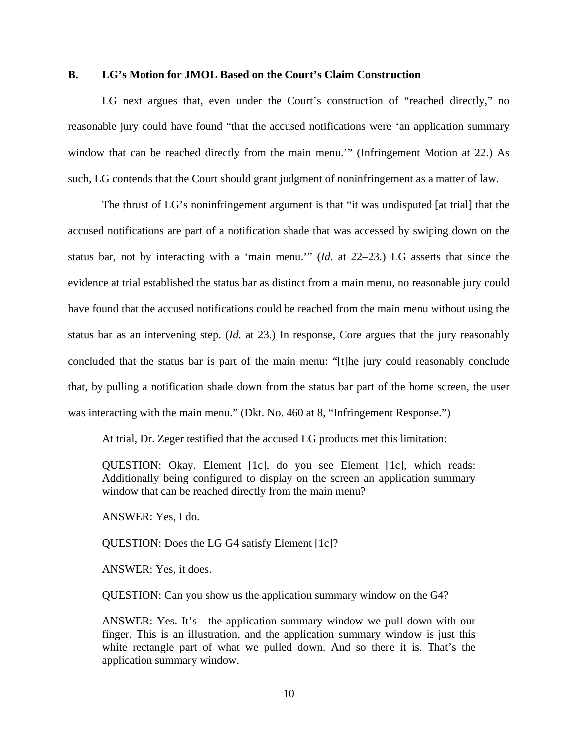### B. LG's Motion for JMOL Based on the Court's Claim Construction

LG next argues that, even under the Court's construction of "reached directly," no reasonable jury could have found "that the accused notifications were 'an application summary window that can be reached directly from the main menu.'" (Infringement Motion at 22.) As such, LG contends that the Court should grant judgment of noninfringement as a matter of law.

The thrust of LG's noninfringement argument is that "it was undisputed [at trial] that the accused notifications are part of a notification shade that was accessed by swiping down on the status bar, not by interacting with a 'main menu.'" (*Id.* at 22–23.) LG asserts that since the evidence at trial established the status bar as distinct from a main menu, no reasonable jury could have found that the accused notifications could be reached from the main menu without using the status bar as an intervening step. (*Id.* at 23.) In response, Core argues that the jury reasonably concluded that the status bar is part of the main menu: "[t]he jury could reasonably conclude that, by pulling a notification shade down from the status bar part of the home screen, the user was interacting with the main menu." (Dkt. No. 460 at 8, "Infringement Response.")

At trial, Dr. Zeger testified that the accused LG products met this limitation:

> QUESTION: Okay. Element [1c], do you see Element [1c], which reads: Additionally being configured to display on the screen an application summary window that can be reached directly from the main menu?
>
> ANSWER: Yes, I do.
>
> QUESTION: Does the LG G4 satisfy Element [1c]?
>
> ANSWER: Yes, it does.
>
> QUESTION: Can you show us the application summary window on the G4?
>
> ANSWER: Yes. It's—the application summary window we pull down with our finger. This is an illustration, and the application summary window is just this white rectangle part of what we pulled down. And so there it is. That's the application summary window.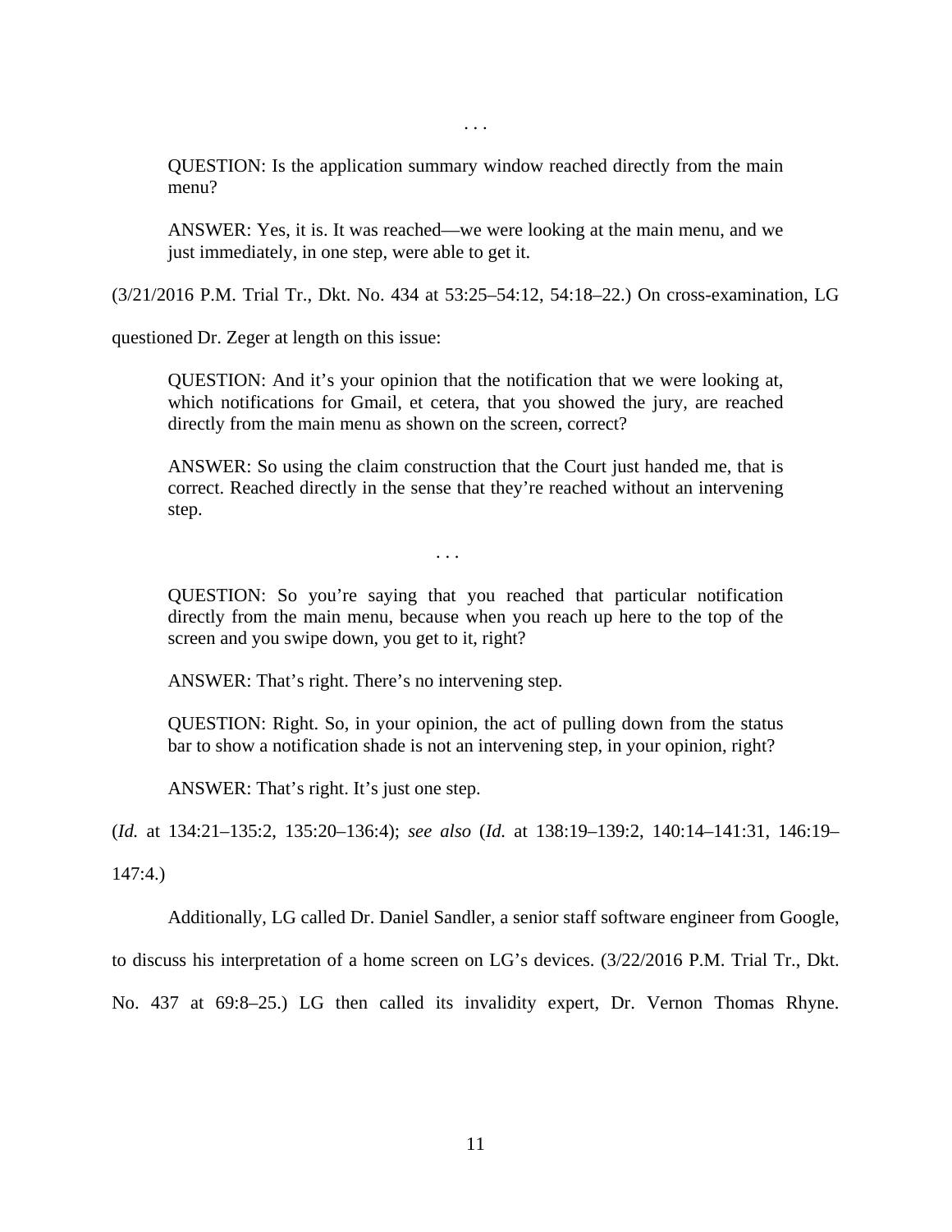. . .

> QUESTION: Is the application summary window reached directly from the main menu?
>
> ANSWER: Yes, it is. It was reached—we were looking at the main menu, and we just immediately, in one step, were able to get it.

(3/21/2016 P.M. Trial Tr., Dkt. No. 434 at 53:25–54:12, 54:18–22.) On cross-examination, LG questioned Dr. Zeger at length on this issue:

> QUESTION: And it's your opinion that the notification that we were looking at, which notifications for Gmail, et cetera, that you showed the jury, are reached directly from the main menu as shown on the screen, correct?
>
> ANSWER: So using the claim construction that the Court just handed me, that is correct. Reached directly in the sense that they're reached without an intervening step.
>
> . . .
>
> QUESTION: So you're saying that you reached that particular notification directly from the main menu, because when you reach up here to the top of the screen and you swipe down, you get to it, right?
>
> ANSWER: That's right. There's no intervening step.
>
> QUESTION: Right. So, in your opinion, the act of pulling down from the status bar to show a notification shade is not an intervening step, in your opinion, right?
>
> ANSWER: That's right. It's just one step.

(*Id.* at 134:21–135:2, 135:20–136:4); *see also* (*Id.* at 138:19–139:2, 140:14–141:31, 146:19–147:4.)

Additionally, LG called Dr. Daniel Sandler, a senior staff software engineer from Google, to discuss his interpretation of a home screen on LG's devices. (3/22/2016 P.M. Trial Tr., Dkt. No. 437 at 69:8–25.) LG then called its invalidity expert, Dr. Vernon Thomas Rhyne.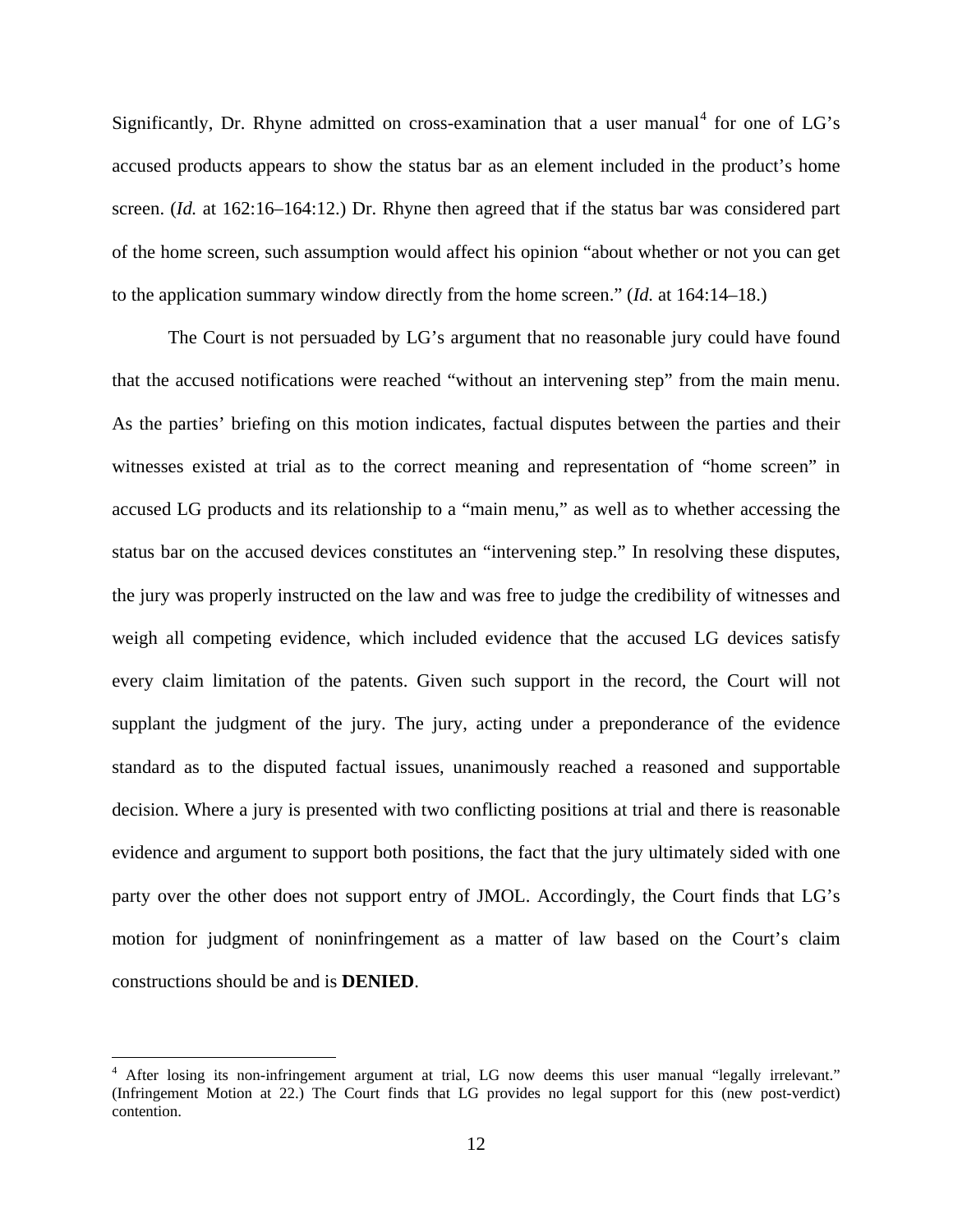Significantly, Dr. Rhyne admitted on cross-examination that a user manual[4] for one of LG's accused products appears to show the status bar as an element included in the product's home screen. (*Id.* at 162:16–164:12.) Dr. Rhyne then agreed that if the status bar was considered part of the home screen, such assumption would affect his opinion "about whether or not you can get to the application summary window directly from the home screen." (*Id.* at 164:14–18.)

The Court is not persuaded by LG's argument that no reasonable jury could have found that the accused notifications were reached "without an intervening step" from the main menu. As the parties' briefing on this motion indicates, factual disputes between the parties and their witnesses existed at trial as to the correct meaning and representation of "home screen" in accused LG products and its relationship to a "main menu," as well as to whether accessing the status bar on the accused devices constitutes an "intervening step." In resolving these disputes, the jury was properly instructed on the law and was free to judge the credibility of witnesses and weigh all competing evidence, which included evidence that the accused LG devices satisfy every claim limitation of the patents. Given such support in the record, the Court will not supplant the judgment of the jury. The jury, acting under a preponderance of the evidence standard as to the disputed factual issues, unanimously reached a reasoned and supportable decision. Where a jury is presented with two conflicting positions at trial and there is reasonable evidence and argument to support both positions, the fact that the jury ultimately sided with one party over the other does not support entry of JMOL. Accordingly, the Court finds that LG's motion for judgment of noninfringement as a matter of law based on the Court's claim constructions should be and is **DENIED**.

---

[4] After losing its non-infringement argument at trial, LG now deems this user manual "legally irrelevant." (Infringement Motion at 22.) The Court finds that LG provides no legal support for this (new post-verdict) contention.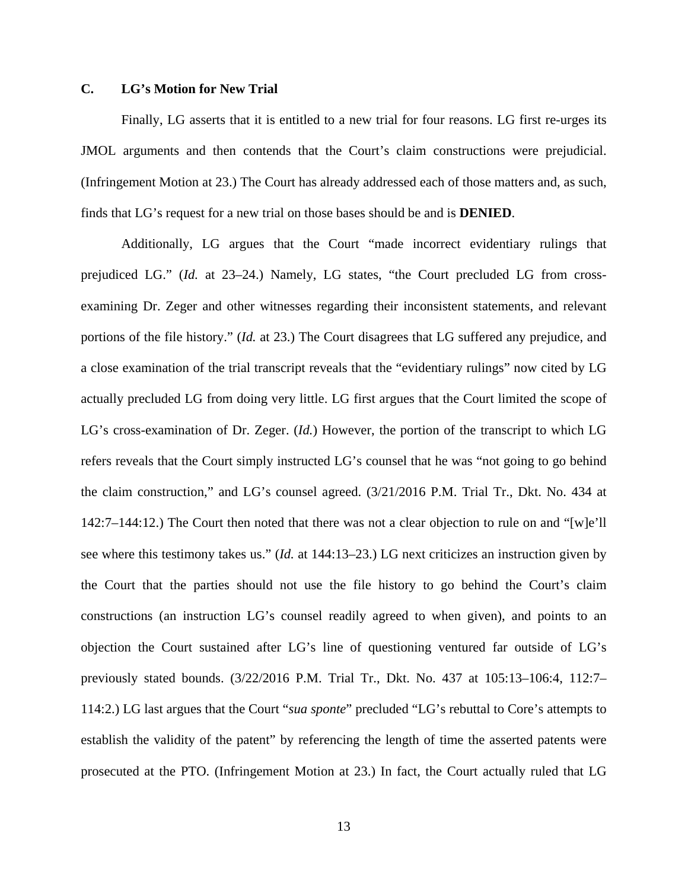### C. LG's Motion for New Trial

Finally, LG asserts that it is entitled to a new trial for four reasons. LG first re-urges its JMOL arguments and then contends that the Court's claim constructions were prejudicial. (Infringement Motion at 23.) The Court has already addressed each of those matters and, as such, finds that LG's request for a new trial on those bases should be and is **DENIED**.

Additionally, LG argues that the Court "made incorrect evidentiary rulings that prejudiced LG." (*Id.* at 23–24.) Namely, LG states, "the Court precluded LG from cross-examining Dr. Zeger and other witnesses regarding their inconsistent statements, and relevant portions of the file history." (*Id.* at 23.) The Court disagrees that LG suffered any prejudice, and a close examination of the trial transcript reveals that the "evidentiary rulings" now cited by LG actually precluded LG from doing very little. LG first argues that the Court limited the scope of LG's cross-examination of Dr. Zeger. (*Id.*) However, the portion of the transcript to which LG refers reveals that the Court simply instructed LG's counsel that he was "not going to go behind the claim construction," and LG's counsel agreed. (3/21/2016 P.M. Trial Tr., Dkt. No. 434 at 142:7–144:12.) The Court then noted that there was not a clear objection to rule on and "[w]e'll see where this testimony takes us." (*Id.* at 144:13–23.) LG next criticizes an instruction given by the Court that the parties should not use the file history to go behind the Court's claim constructions (an instruction LG's counsel readily agreed to when given), and points to an objection the Court sustained after LG's line of questioning ventured far outside of LG's previously stated bounds. (3/22/2016 P.M. Trial Tr., Dkt. No. 437 at 105:13–106:4, 112:7–114:2.) LG last argues that the Court "*sua sponte*" precluded "LG's rebuttal to Core's attempts to establish the validity of the patent" by referencing the length of time the asserted patents were prosecuted at the PTO. (Infringement Motion at 23.) In fact, the Court actually ruled that LG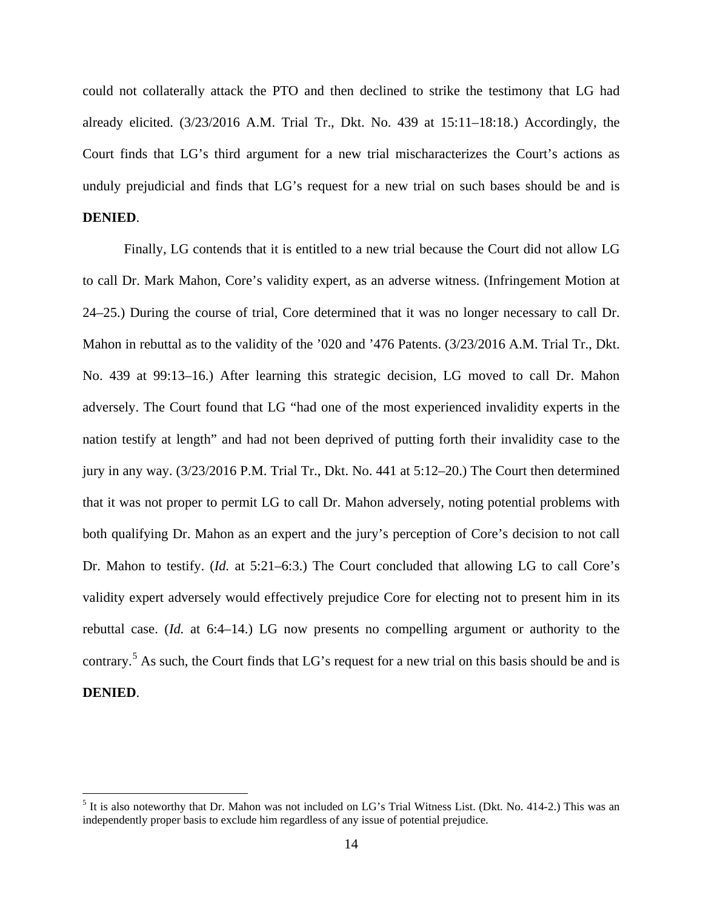could not collaterally attack the PTO and then declined to strike the testimony that LG had already elicited. (3/23/2016 A.M. Trial Tr., Dkt. No. 439 at 15:11–18:18.) Accordingly, the Court finds that LG's third argument for a new trial mischaracterizes the Court's actions as unduly prejudicial and finds that LG's request for a new trial on such bases should be and is **DENIED**.

Finally, LG contends that it is entitled to a new trial because the Court did not allow LG to call Dr. Mark Mahon, Core's validity expert, as an adverse witness. (Infringement Motion at 24–25.) During the course of trial, Core determined that it was no longer necessary to call Dr. Mahon in rebuttal as to the validity of the '020 and '476 Patents. (3/23/2016 A.M. Trial Tr., Dkt. No. 439 at 99:13–16.) After learning this strategic decision, LG moved to call Dr. Mahon adversely. The Court found that LG "had one of the most experienced invalidity experts in the nation testify at length" and had not been deprived of putting forth their invalidity case to the jury in any way. (3/23/2016 P.M. Trial Tr., Dkt. No. 441 at 5:12–20.) The Court then determined that it was not proper to permit LG to call Dr. Mahon adversely, noting potential problems with both qualifying Dr. Mahon as an expert and the jury's perception of Core's decision to not call Dr. Mahon to testify. (*Id.* at 5:21–6:3.) The Court concluded that allowing LG to call Core's validity expert adversely would effectively prejudice Core for electing not to present him in its rebuttal case. (*Id.* at 6:4–14.) LG now presents no compelling argument or authority to the contrary.[5] As such, the Court finds that LG's request for a new trial on this basis should be and is **DENIED**.

---

[5] It is also noteworthy that Dr. Mahon was not included on LG's Trial Witness List. (Dkt. No. 414-2.) This was an independently proper basis to exclude him regardless of any issue of potential prejudice.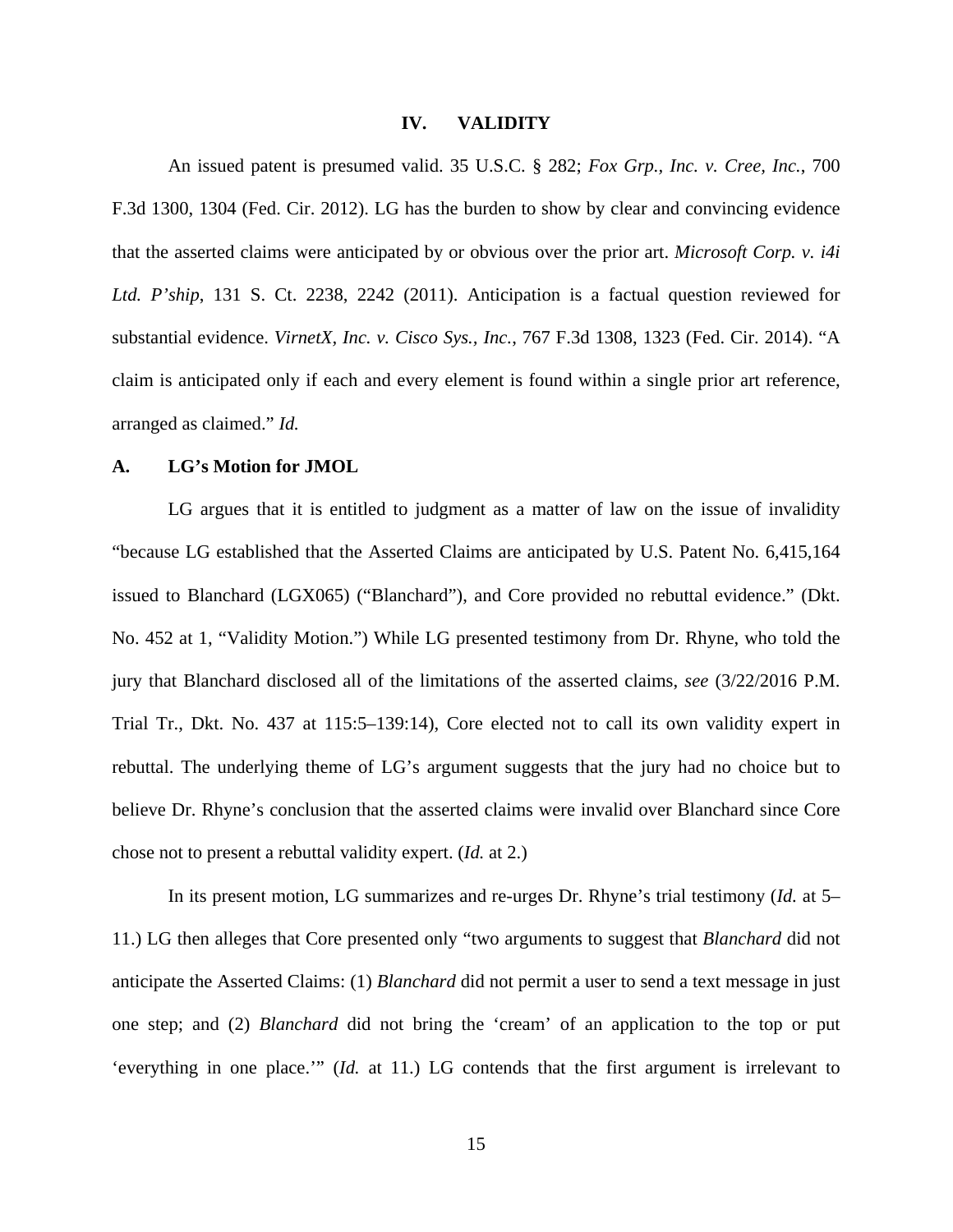## IV. VALIDITY

An issued patent is presumed valid. 35 U.S.C. § 282; *Fox Grp., Inc. v. Cree, Inc.*, 700 F.3d 1300, 1304 (Fed. Cir. 2012). LG has the burden to show by clear and convincing evidence that the asserted claims were anticipated by or obvious over the prior art. *Microsoft Corp. v. i4i Ltd. P'ship*, 131 S. Ct. 2238, 2242 (2011). Anticipation is a factual question reviewed for substantial evidence. *VirnetX, Inc. v. Cisco Sys., Inc.*, 767 F.3d 1308, 1323 (Fed. Cir. 2014). "A claim is anticipated only if each and every element is found within a single prior art reference, arranged as claimed." *Id.*

### A. LG's Motion for JMOL

LG argues that it is entitled to judgment as a matter of law on the issue of invalidity "because LG established that the Asserted Claims are anticipated by U.S. Patent No. 6,415,164 issued to Blanchard (LGX065) ("Blanchard"), and Core provided no rebuttal evidence." (Dkt. No. 452 at 1, "Validity Motion.") While LG presented testimony from Dr. Rhyne, who told the jury that Blanchard disclosed all of the limitations of the asserted claims, *see* (3/22/2016 P.M. Trial Tr., Dkt. No. 437 at 115:5–139:14), Core elected not to call its own validity expert in rebuttal. The underlying theme of LG's argument suggests that the jury had no choice but to believe Dr. Rhyne's conclusion that the asserted claims were invalid over Blanchard since Core chose not to present a rebuttal validity expert. (*Id.* at 2.)

In its present motion, LG summarizes and re-urges Dr. Rhyne's trial testimony (*Id.* at 5–11.) LG then alleges that Core presented only "two arguments to suggest that *Blanchard* did not anticipate the Asserted Claims: (1) *Blanchard* did not permit a user to send a text message in just one step; and (2) *Blanchard* did not bring the 'cream' of an application to the top or put 'everything in one place.'" (*Id.* at 11.) LG contends that the first argument is irrelevant to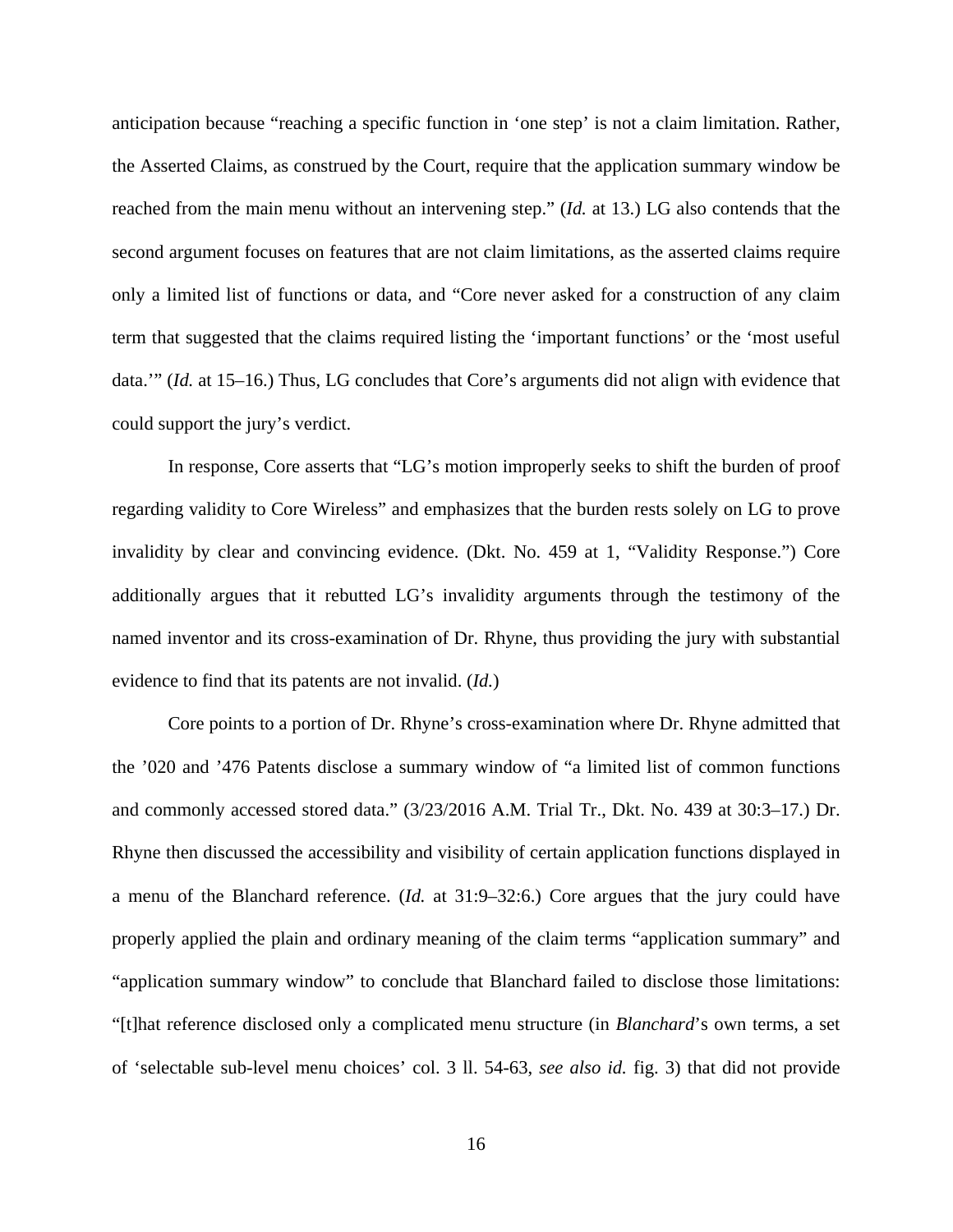anticipation because "reaching a specific function in 'one step' is not a claim limitation. Rather, the Asserted Claims, as construed by the Court, require that the application summary window be reached from the main menu without an intervening step." (*Id.* at 13.) LG also contends that the second argument focuses on features that are not claim limitations, as the asserted claims require only a limited list of functions or data, and "Core never asked for a construction of any claim term that suggested that the claims required listing the 'important functions' or the 'most useful data.'" (*Id.* at 15–16.) Thus, LG concludes that Core's arguments did not align with evidence that could support the jury's verdict.

In response, Core asserts that "LG's motion improperly seeks to shift the burden of proof regarding validity to Core Wireless" and emphasizes that the burden rests solely on LG to prove invalidity by clear and convincing evidence. (Dkt. No. 459 at 1, "Validity Response.") Core additionally argues that it rebutted LG's invalidity arguments through the testimony of the named inventor and its cross-examination of Dr. Rhyne, thus providing the jury with substantial evidence to find that its patents are not invalid. (*Id.*)

Core points to a portion of Dr. Rhyne's cross-examination where Dr. Rhyne admitted that the '020 and '476 Patents disclose a summary window of "a limited list of common functions and commonly accessed stored data." (3/23/2016 A.M. Trial Tr., Dkt. No. 439 at 30:3–17.) Dr. Rhyne then discussed the accessibility and visibility of certain application functions displayed in a menu of the Blanchard reference. (*Id.* at 31:9–32:6.) Core argues that the jury could have properly applied the plain and ordinary meaning of the claim terms "application summary" and "application summary window" to conclude that Blanchard failed to disclose those limitations: "[t]hat reference disclosed only a complicated menu structure (in *Blanchard*'s own terms, a set of 'selectable sub-level menu choices' col. 3 ll. 54-63, *see also id.* fig. 3) that did not provide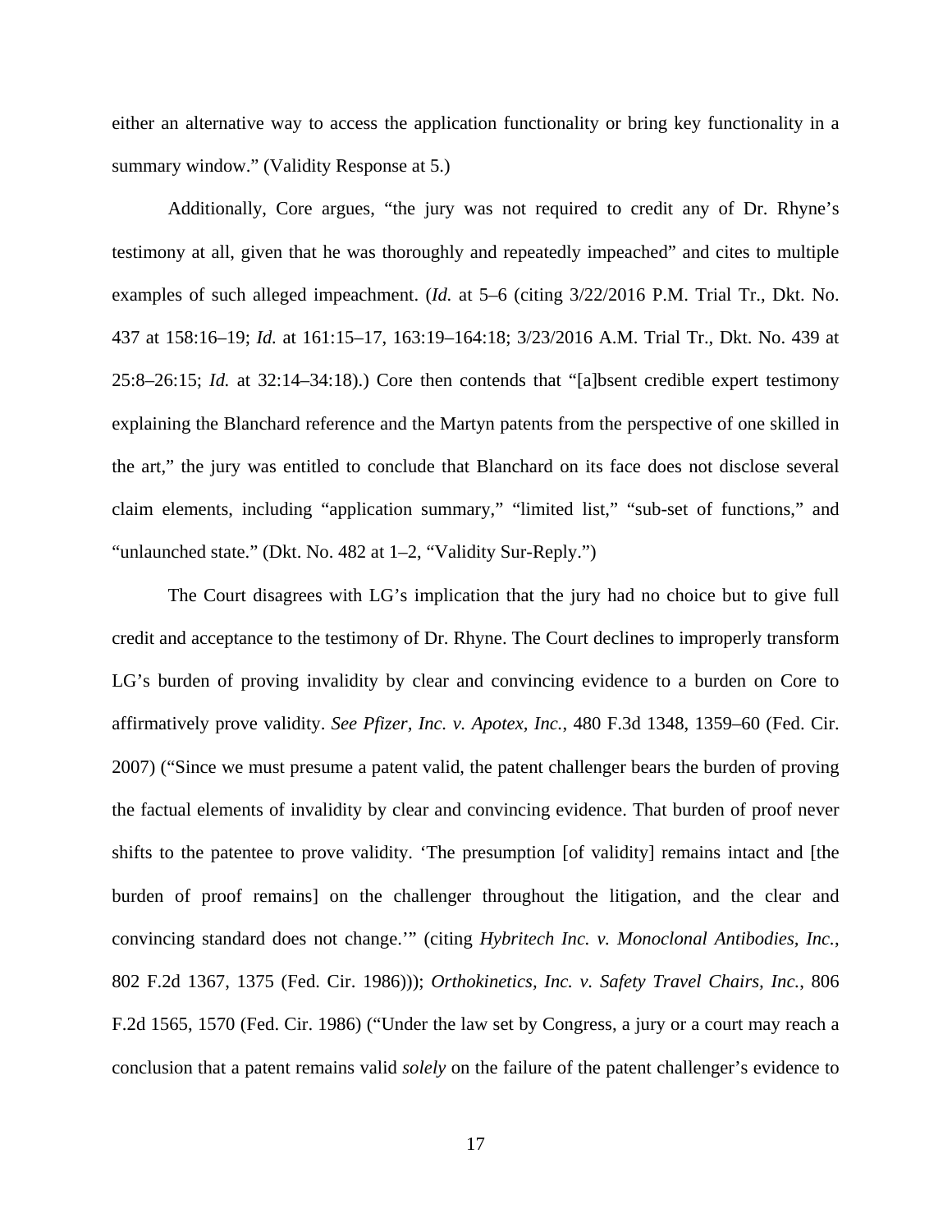either an alternative way to access the application functionality or bring key functionality in a summary window." (Validity Response at 5.)

Additionally, Core argues, "the jury was not required to credit any of Dr. Rhyne's testimony at all, given that he was thoroughly and repeatedly impeached" and cites to multiple examples of such alleged impeachment. (*Id.* at 5–6 (citing 3/22/2016 P.M. Trial Tr., Dkt. No. 437 at 158:16–19; *Id.* at 161:15–17, 163:19–164:18; 3/23/2016 A.M. Trial Tr., Dkt. No. 439 at 25:8–26:15; *Id.* at 32:14–34:18).) Core then contends that "[a]bsent credible expert testimony explaining the Blanchard reference and the Martyn patents from the perspective of one skilled in the art," the jury was entitled to conclude that Blanchard on its face does not disclose several claim elements, including "application summary," "limited list," "sub-set of functions," and "unlaunched state." (Dkt. No. 482 at 1–2, "Validity Sur-Reply.")

The Court disagrees with LG's implication that the jury had no choice but to give full credit and acceptance to the testimony of Dr. Rhyne. The Court declines to improperly transform LG's burden of proving invalidity by clear and convincing evidence to a burden on Core to affirmatively prove validity. *See Pfizer, Inc. v. Apotex, Inc.*, 480 F.3d 1348, 1359–60 (Fed. Cir. 2007) ("Since we must presume a patent valid, the patent challenger bears the burden of proving the factual elements of invalidity by clear and convincing evidence. That burden of proof never shifts to the patentee to prove validity. 'The presumption [of validity] remains intact and [the burden of proof remains] on the challenger throughout the litigation, and the clear and convincing standard does not change.'" (citing *Hybritech Inc. v. Monoclonal Antibodies, Inc.*, 802 F.2d 1367, 1375 (Fed. Cir. 1986))); *Orthokinetics, Inc. v. Safety Travel Chairs, Inc.*, 806 F.2d 1565, 1570 (Fed. Cir. 1986) ("Under the law set by Congress, a jury or a court may reach a conclusion that a patent remains valid *solely* on the failure of the patent challenger's evidence to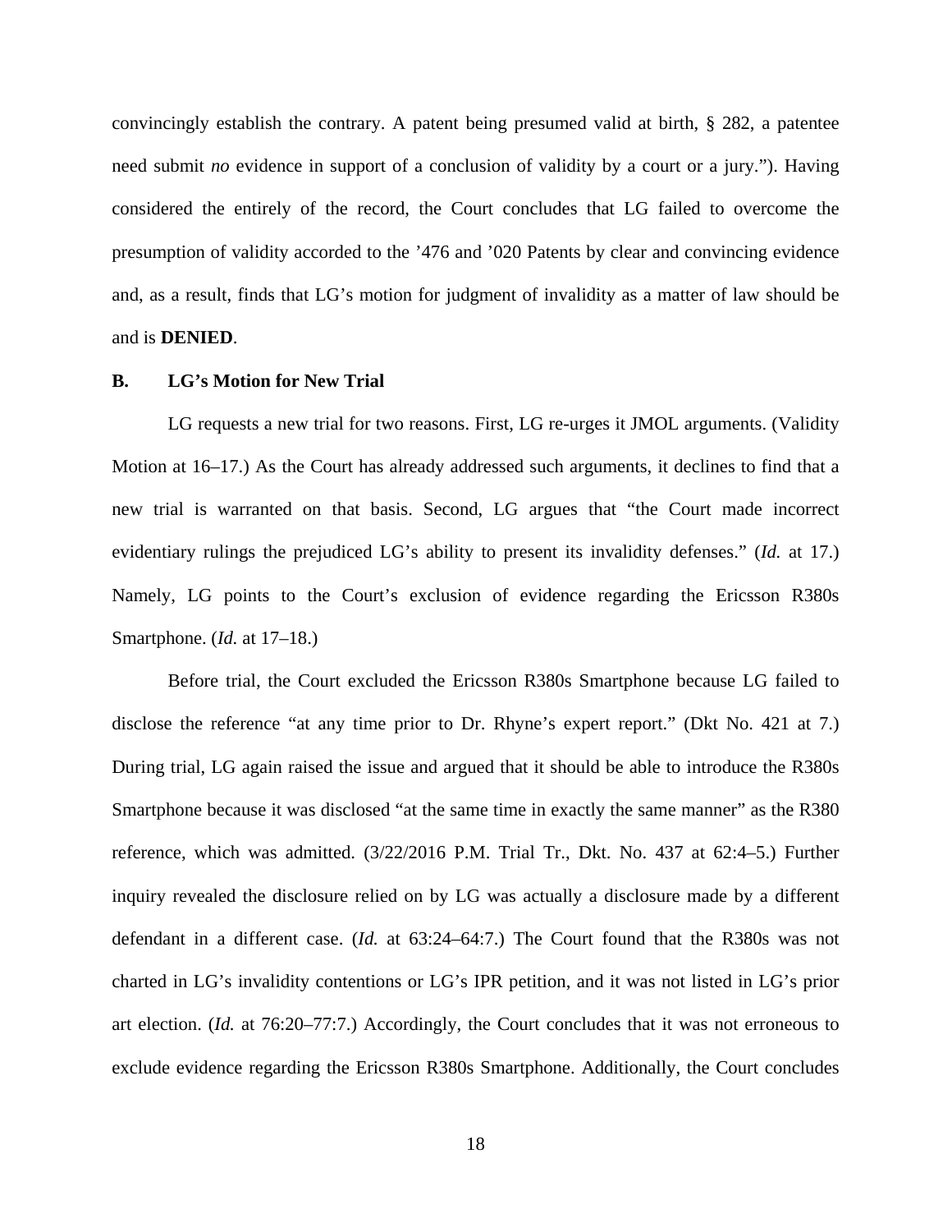convincingly establish the contrary. A patent being presumed valid at birth, § 282, a patentee need submit *no* evidence in support of a conclusion of validity by a court or a jury."). Having considered the entirely of the record, the Court concludes that LG failed to overcome the presumption of validity accorded to the '476 and '020 Patents by clear and convincing evidence and, as a result, finds that LG's motion for judgment of invalidity as a matter of law should be and is **DENIED**.

### B. LG's Motion for New Trial

LG requests a new trial for two reasons. First, LG re-urges it JMOL arguments. (Validity Motion at 16–17.) As the Court has already addressed such arguments, it declines to find that a new trial is warranted on that basis. Second, LG argues that "the Court made incorrect evidentiary rulings the prejudiced LG's ability to present its invalidity defenses." (*Id.* at 17.) Namely, LG points to the Court's exclusion of evidence regarding the Ericsson R380s Smartphone. (*Id.* at 17–18.)

Before trial, the Court excluded the Ericsson R380s Smartphone because LG failed to disclose the reference "at any time prior to Dr. Rhyne's expert report." (Dkt No. 421 at 7.) During trial, LG again raised the issue and argued that it should be able to introduce the R380s Smartphone because it was disclosed "at the same time in exactly the same manner" as the R380 reference, which was admitted. (3/22/2016 P.M. Trial Tr., Dkt. No. 437 at 62:4–5.) Further inquiry revealed the disclosure relied on by LG was actually a disclosure made by a different defendant in a different case. (*Id.* at 63:24–64:7.) The Court found that the R380s was not charted in LG's invalidity contentions or LG's IPR petition, and it was not listed in LG's prior art election. (*Id.* at 76:20–77:7.) Accordingly, the Court concludes that it was not erroneous to exclude evidence regarding the Ericsson R380s Smartphone. Additionally, the Court concludes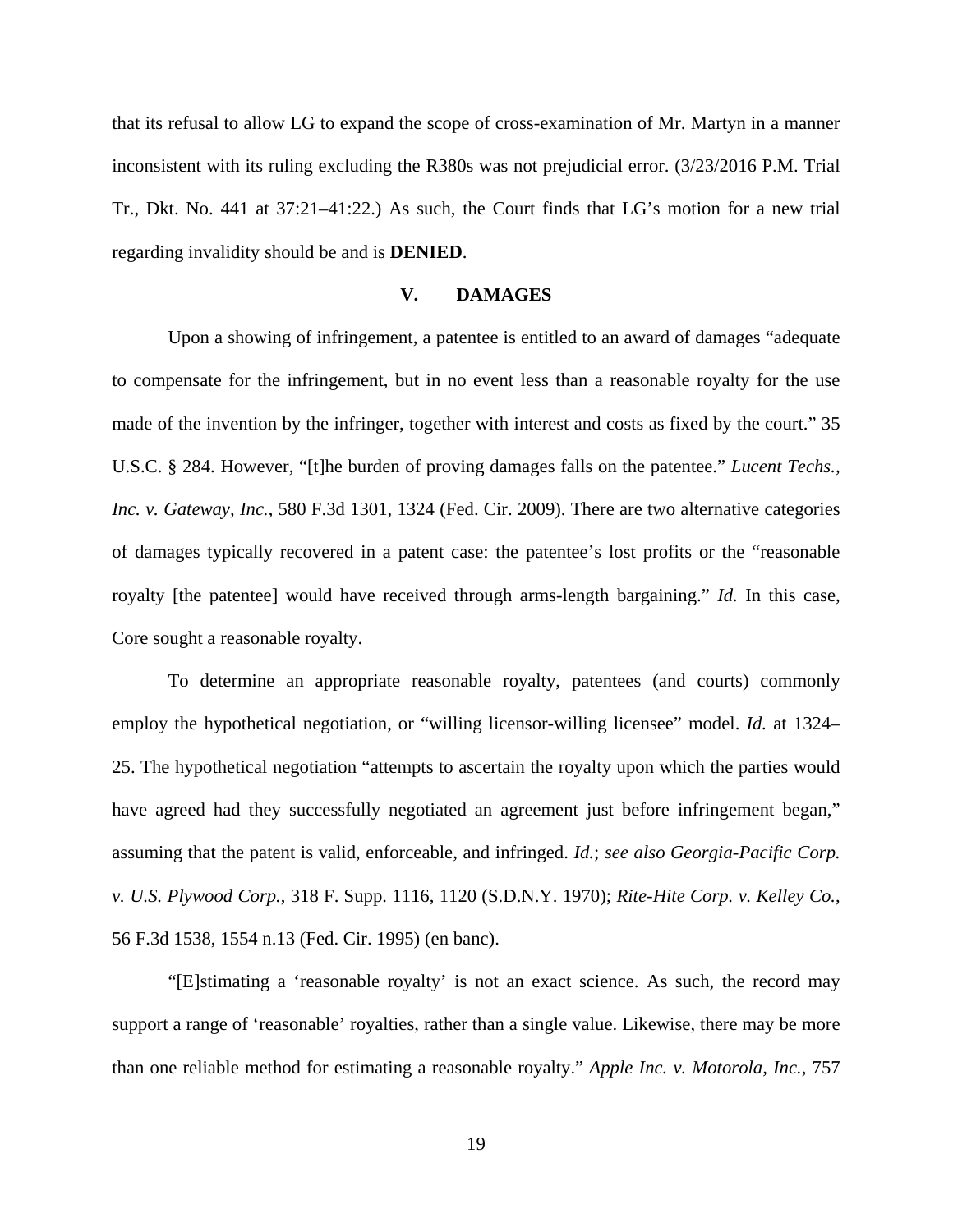that its refusal to allow LG to expand the scope of cross-examination of Mr. Martyn in a manner inconsistent with its ruling excluding the R380s was not prejudicial error. (3/23/2016 P.M. Trial Tr., Dkt. No. 441 at 37:21–41:22.) As such, the Court finds that LG's motion for a new trial regarding invalidity should be and is **DENIED**.

## V. DAMAGES

Upon a showing of infringement, a patentee is entitled to an award of damages "adequate to compensate for the infringement, but in no event less than a reasonable royalty for the use made of the invention by the infringer, together with interest and costs as fixed by the court." 35 U.S.C. § 284. However, "[t]he burden of proving damages falls on the patentee." *Lucent Techs., Inc. v. Gateway, Inc.*, 580 F.3d 1301, 1324 (Fed. Cir. 2009). There are two alternative categories of damages typically recovered in a patent case: the patentee's lost profits or the "reasonable royalty [the patentee] would have received through arms-length bargaining." *Id.* In this case, Core sought a reasonable royalty.

To determine an appropriate reasonable royalty, patentees (and courts) commonly employ the hypothetical negotiation, or "willing licensor-willing licensee" model. *Id.* at 1324–25. The hypothetical negotiation "attempts to ascertain the royalty upon which the parties would have agreed had they successfully negotiated an agreement just before infringement began," assuming that the patent is valid, enforceable, and infringed. *Id.*; *see also Georgia-Pacific Corp. v. U.S. Plywood Corp.*, 318 F. Supp. 1116, 1120 (S.D.N.Y. 1970); *Rite-Hite Corp. v. Kelley Co.*, 56 F.3d 1538, 1554 n.13 (Fed. Cir. 1995) (en banc).

"[E]stimating a 'reasonable royalty' is not an exact science. As such, the record may support a range of 'reasonable' royalties, rather than a single value. Likewise, there may be more than one reliable method for estimating a reasonable royalty." *Apple Inc. v. Motorola, Inc.*, 757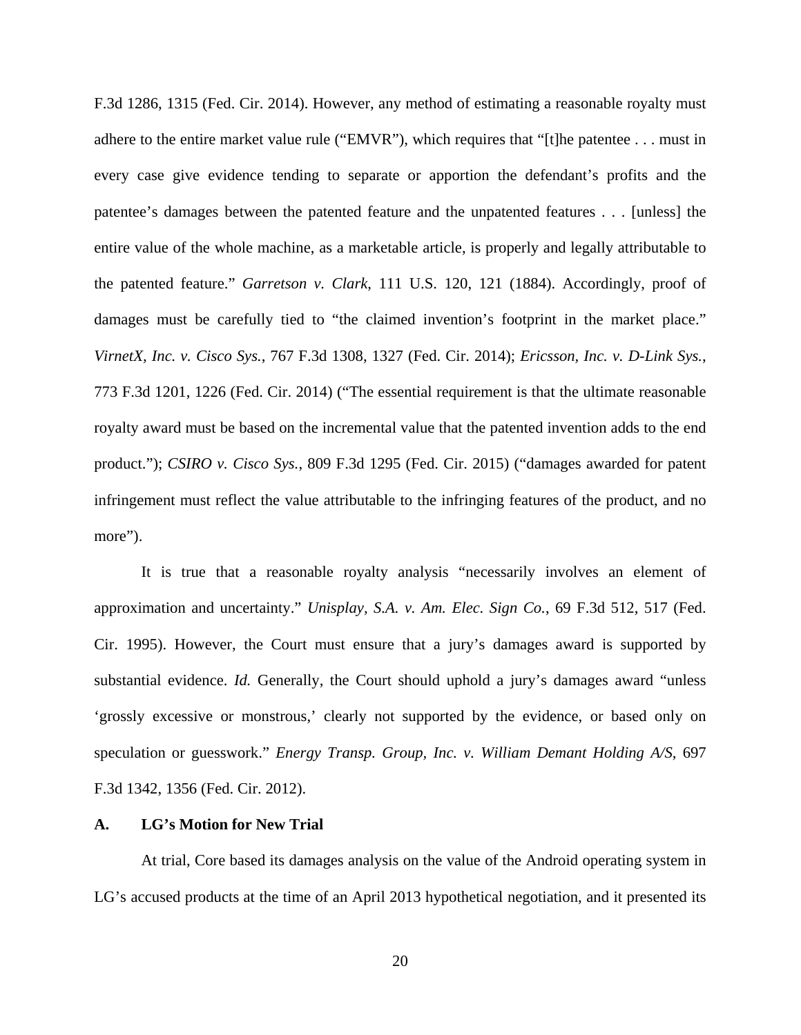F.3d 1286, 1315 (Fed. Cir. 2014). However, any method of estimating a reasonable royalty must adhere to the entire market value rule ("EMVR"), which requires that "[t]he patentee . . . must in every case give evidence tending to separate or apportion the defendant's profits and the patentee's damages between the patented feature and the unpatented features . . . [unless] the entire value of the whole machine, as a marketable article, is properly and legally attributable to the patented feature." *Garretson v. Clark*, 111 U.S. 120, 121 (1884). Accordingly, proof of damages must be carefully tied to "the claimed invention's footprint in the market place." *VirnetX, Inc. v. Cisco Sys.*, 767 F.3d 1308, 1327 (Fed. Cir. 2014); *Ericsson, Inc. v. D-Link Sys.*, 773 F.3d 1201, 1226 (Fed. Cir. 2014) ("The essential requirement is that the ultimate reasonable royalty award must be based on the incremental value that the patented invention adds to the end product."); *CSIRO v. Cisco Sys.*, 809 F.3d 1295 (Fed. Cir. 2015) ("damages awarded for patent infringement must reflect the value attributable to the infringing features of the product, and no more").

It is true that a reasonable royalty analysis "necessarily involves an element of approximation and uncertainty." *Unisplay, S.A. v. Am. Elec. Sign Co.*, 69 F.3d 512, 517 (Fed. Cir. 1995). However, the Court must ensure that a jury's damages award is supported by substantial evidence. *Id.* Generally, the Court should uphold a jury's damages award "unless 'grossly excessive or monstrous,' clearly not supported by the evidence, or based only on speculation or guesswork." *Energy Transp. Group, Inc. v. William Demant Holding A/S*, 697 F.3d 1342, 1356 (Fed. Cir. 2012).

### A. LG's Motion for New Trial

At trial, Core based its damages analysis on the value of the Android operating system in LG's accused products at the time of an April 2013 hypothetical negotiation, and it presented its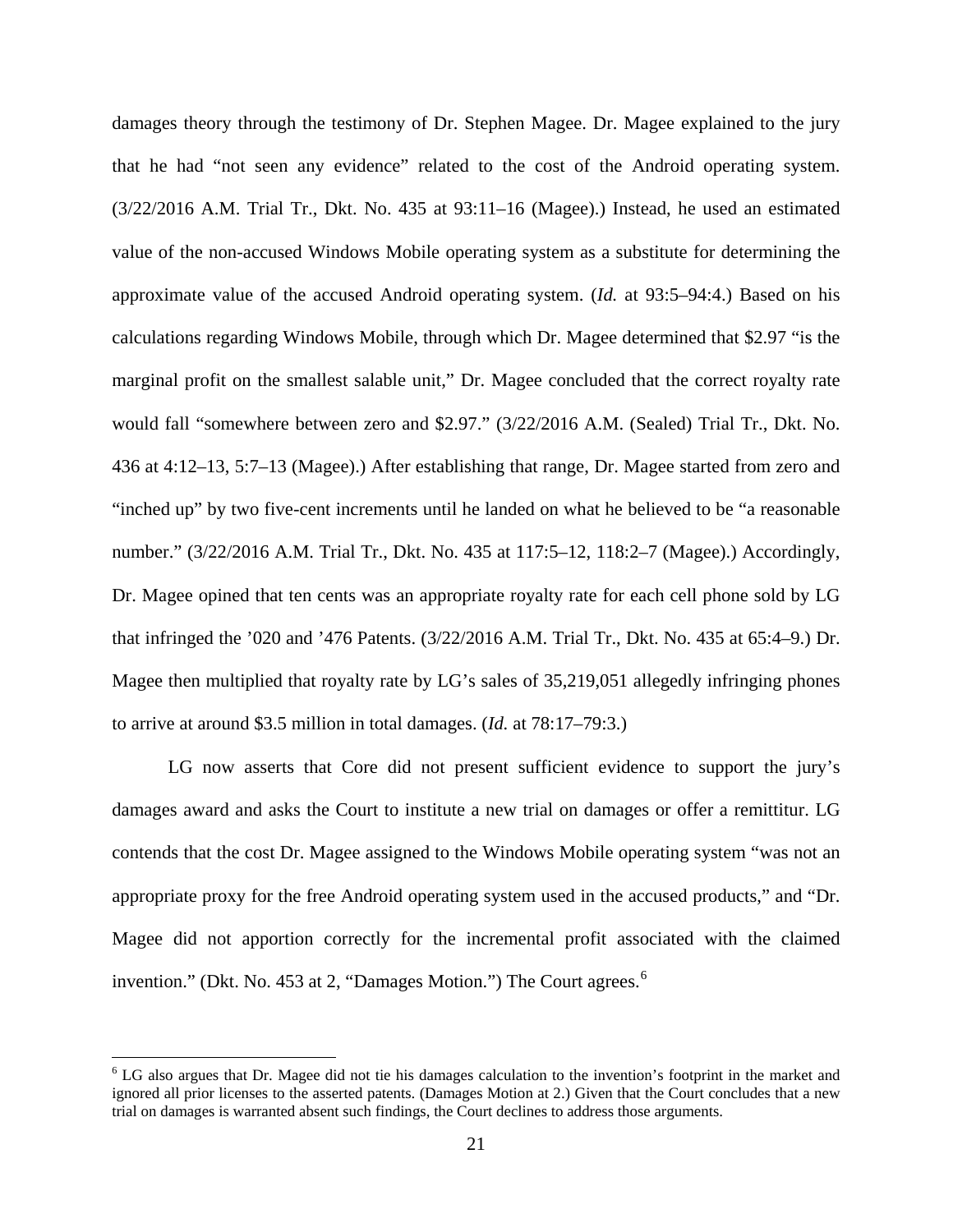damages theory through the testimony of Dr. Stephen Magee. Dr. Magee explained to the jury that he had "not seen any evidence" related to the cost of the Android operating system. (3/22/2016 A.M. Trial Tr., Dkt. No. 435 at 93:11–16 (Magee).) Instead, he used an estimated value of the non-accused Windows Mobile operating system as a substitute for determining the approximate value of the accused Android operating system. (*Id.* at 93:5–94:4.) Based on his calculations regarding Windows Mobile, through which Dr. Magee determined that $2.97 "is the marginal profit on the smallest salable unit," Dr. Magee concluded that the correct royalty rate would fall "somewhere between zero and $2.97." (3/22/2016 A.M. (Sealed) Trial Tr., Dkt. No. 436 at 4:12–13, 5:7–13 (Magee).) After establishing that range, Dr. Magee started from zero and "inched up" by two five-cent increments until he landed on what he believed to be "a reasonable number." (3/22/2016 A.M. Trial Tr., Dkt. No. 435 at 117:5–12, 118:2–7 (Magee).) Accordingly, Dr. Magee opined that ten cents was an appropriate royalty rate for each cell phone sold by LG that infringed the '020 and '476 Patents. (3/22/2016 A.M. Trial Tr., Dkt. No. 435 at 65:4–9.) Dr. Magee then multiplied that royalty rate by LG's sales of 35,219,051 allegedly infringing phones to arrive at around $3.5 million in total damages. (*Id.* at 78:17–79:3.)

LG now asserts that Core did not present sufficient evidence to support the jury's damages award and asks the Court to institute a new trial on damages or offer a remittitur. LG contends that the cost Dr. Magee assigned to the Windows Mobile operating system "was not an appropriate proxy for the free Android operating system used in the accused products," and "Dr. Magee did not apportion correctly for the incremental profit associated with the claimed invention." (Dkt. No. 453 at 2, "Damages Motion.") The Court agrees.[6]

---

[6] LG also argues that Dr. Magee did not tie his damages calculation to the invention's footprint in the market and ignored all prior licenses to the asserted patents. (Damages Motion at 2.) Given that the Court concludes that a new trial on damages is warranted absent such findings, the Court declines to address those arguments.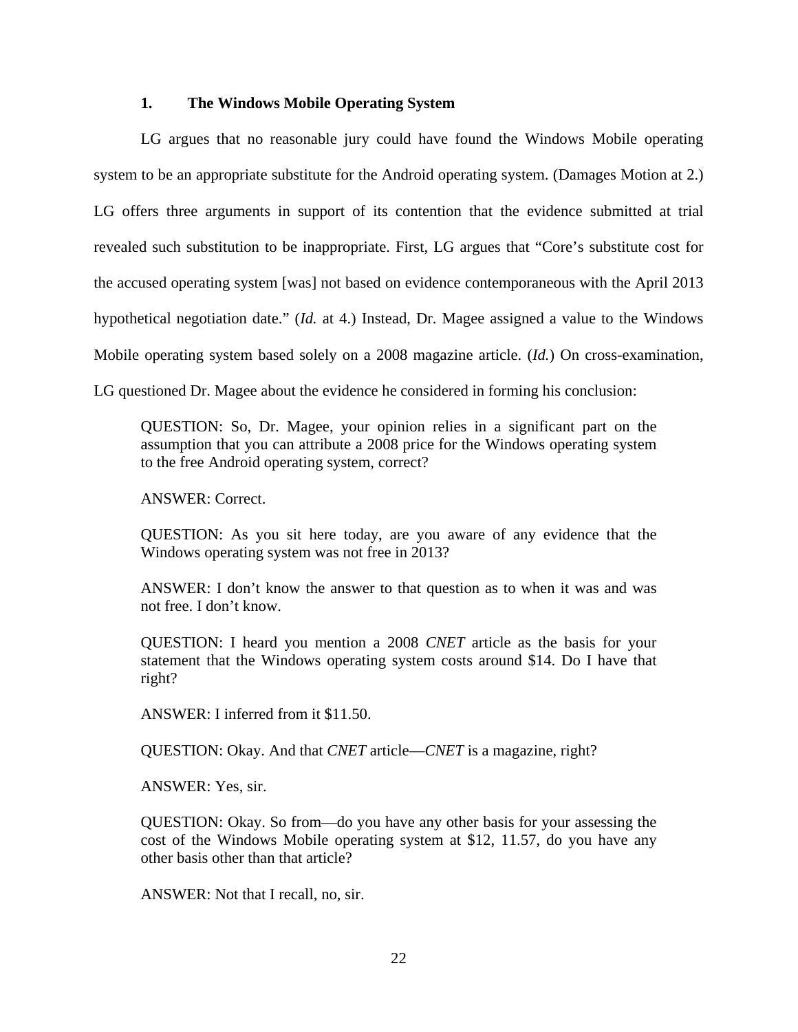### 1. The Windows Mobile Operating System

LG argues that no reasonable jury could have found the Windows Mobile operating system to be an appropriate substitute for the Android operating system. (Damages Motion at 2.) LG offers three arguments in support of its contention that the evidence submitted at trial revealed such substitution to be inappropriate. First, LG argues that "Core's substitute cost for the accused operating system [was] not based on evidence contemporaneous with the April 2013 hypothetical negotiation date." (*Id.* at 4.) Instead, Dr. Magee assigned a value to the Windows Mobile operating system based solely on a 2008 magazine article. (*Id.*) On cross-examination, LG questioned Dr. Magee about the evidence he considered in forming his conclusion:

> QUESTION: So, Dr. Magee, your opinion relies in a significant part on the assumption that you can attribute a 2008 price for the Windows operating system to the free Android operating system, correct?
>
> ANSWER: Correct.
>
> QUESTION: As you sit here today, are you aware of any evidence that the Windows operating system was not free in 2013?
>
> ANSWER: I don't know the answer to that question as to when it was and was not free. I don't know.
>
> QUESTION: I heard you mention a 2008 *CNET* article as the basis for your statement that the Windows operating system costs around $14. Do I have that right?
>
> ANSWER: I inferred from it $11.50.
>
> QUESTION: Okay. And that *CNET* article—*CNET* is a magazine, right?
>
> ANSWER: Yes, sir.
>
> QUESTION: Okay. So from—do you have any other basis for your assessing the cost of the Windows Mobile operating system at $12, 11.57, do you have any other basis other than that article?
>
> ANSWER: Not that I recall, no, sir.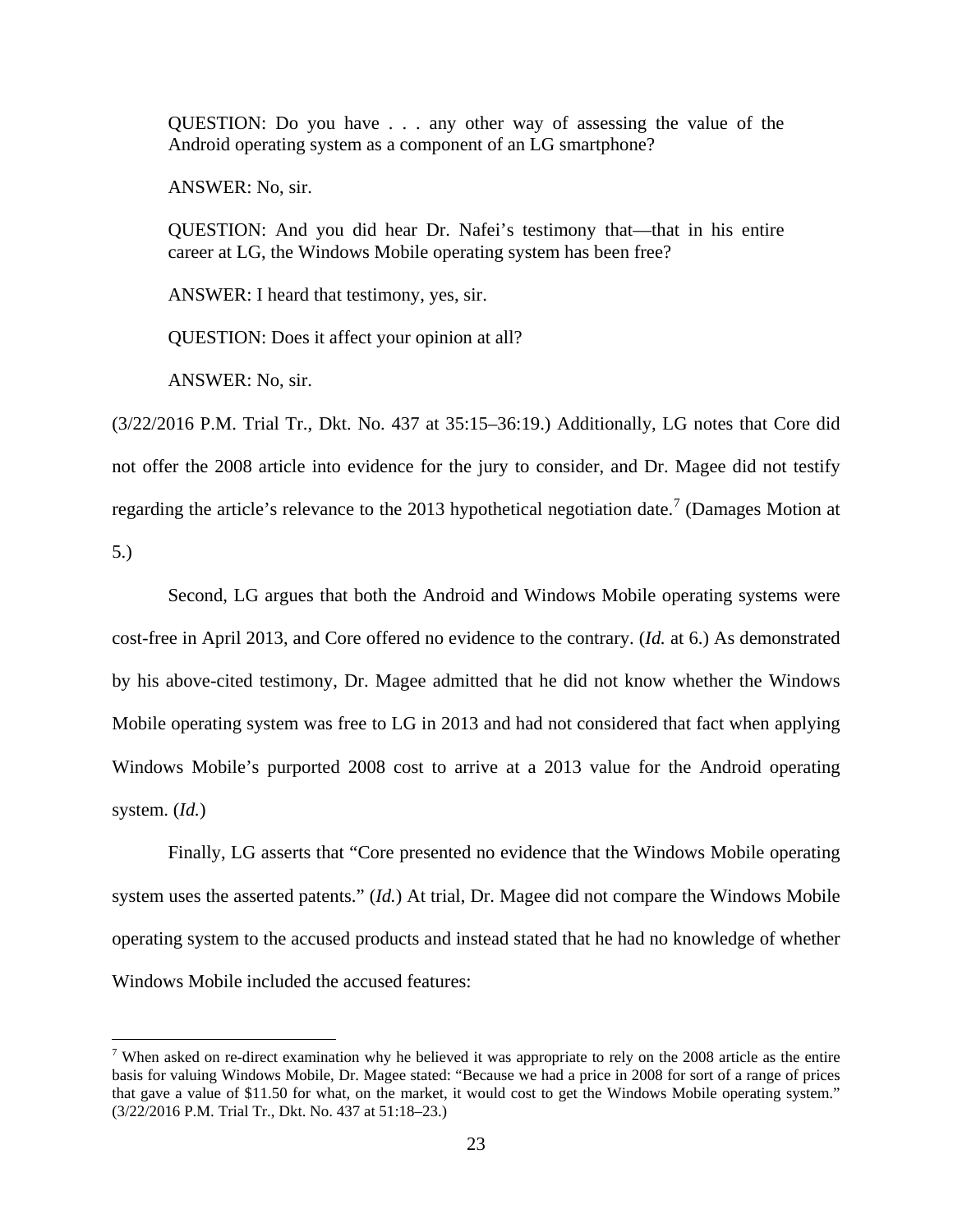> QUESTION: Do you have . . . any other way of assessing the value of the Android operating system as a component of an LG smartphone?
>
> ANSWER: No, sir.
>
> QUESTION: And you did hear Dr. Nafei's testimony that—that in his entire career at LG, the Windows Mobile operating system has been free?
>
> ANSWER: I heard that testimony, yes, sir.
>
> QUESTION: Does it affect your opinion at all?
>
> ANSWER: No, sir.

(3/22/2016 P.M. Trial Tr., Dkt. No. 437 at 35:15–36:19.) Additionally, LG notes that Core did not offer the 2008 article into evidence for the jury to consider, and Dr. Magee did not testify regarding the article's relevance to the 2013 hypothetical negotiation date.[7] (Damages Motion at 5.)

Second, LG argues that both the Android and Windows Mobile operating systems were cost-free in April 2013, and Core offered no evidence to the contrary. (*Id.* at 6.) As demonstrated by his above-cited testimony, Dr. Magee admitted that he did not know whether the Windows Mobile operating system was free to LG in 2013 and had not considered that fact when applying Windows Mobile's purported 2008 cost to arrive at a 2013 value for the Android operating system. (*Id.*)

Finally, LG asserts that "Core presented no evidence that the Windows Mobile operating system uses the asserted patents." (*Id.*) At trial, Dr. Magee did not compare the Windows Mobile operating system to the accused products and instead stated that he had no knowledge of whether Windows Mobile included the accused features:

---

[7] When asked on re-direct examination why he believed it was appropriate to rely on the 2008 article as the entire basis for valuing Windows Mobile, Dr. Magee stated: "Because we had a price in 2008 for sort of a range of prices that gave a value of $11.50 for what, on the market, it would cost to get the Windows Mobile operating system." (3/22/2016 P.M. Trial Tr., Dkt. No. 437 at 51:18–23.)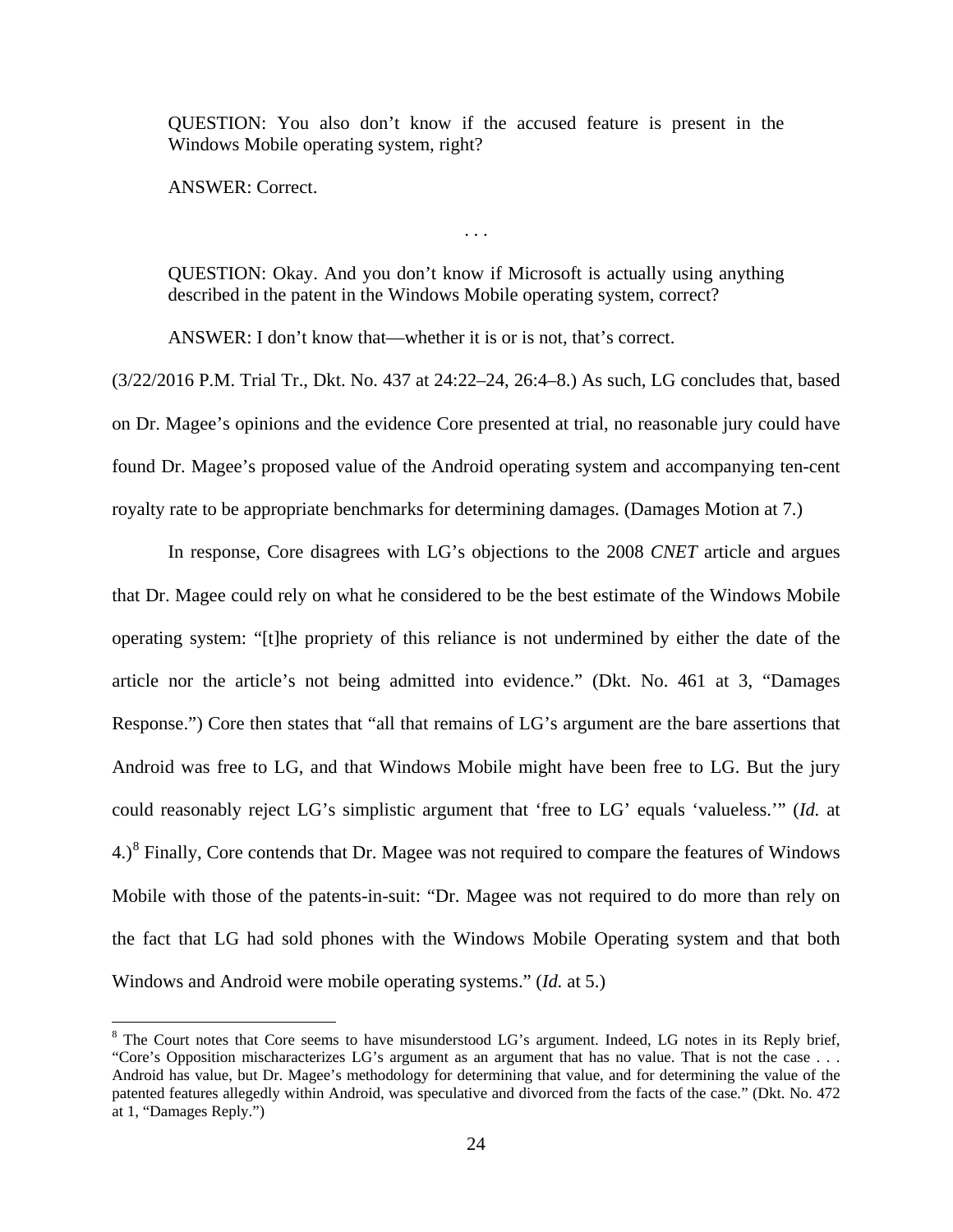> QUESTION: You also don't know if the accused feature is present in the Windows Mobile operating system, right?
>
> ANSWER: Correct.
>
> . . .
>
> QUESTION: Okay. And you don't know if Microsoft is actually using anything described in the patent in the Windows Mobile operating system, correct?
>
> ANSWER: I don't know that—whether it is or is not, that's correct.

(3/22/2016 P.M. Trial Tr., Dkt. No. 437 at 24:22–24, 26:4–8.) As such, LG concludes that, based on Dr. Magee's opinions and the evidence Core presented at trial, no reasonable jury could have found Dr. Magee's proposed value of the Android operating system and accompanying ten-cent royalty rate to be appropriate benchmarks for determining damages. (Damages Motion at 7.)

In response, Core disagrees with LG's objections to the 2008 *CNET* article and argues that Dr. Magee could rely on what he considered to be the best estimate of the Windows Mobile operating system: "[t]he propriety of this reliance is not undermined by either the date of the article nor the article's not being admitted into evidence." (Dkt. No. 461 at 3, "Damages Response.") Core then states that "all that remains of LG's argument are the bare assertions that Android was free to LG, and that Windows Mobile might have been free to LG. But the jury could reasonably reject LG's simplistic argument that 'free to LG' equals 'valueless.'" (*Id.* at 4.)[8] Finally, Core contends that Dr. Magee was not required to compare the features of Windows Mobile with those of the patents-in-suit: "Dr. Magee was not required to do more than rely on the fact that LG had sold phones with the Windows Mobile Operating system and that both Windows and Android were mobile operating systems." (*Id.* at 5.)

[8] The Court notes that Core seems to have misunderstood LG's argument. Indeed, LG notes in its Reply brief, "Core's Opposition mischaracterizes LG's argument as an argument that has no value. That is not the case . . . Android has value, but Dr. Magee's methodology for determining that value, and for determining the value of the patented features allegedly within Android, was speculative and divorced from the facts of the case." (Dkt. No. 472 at 1, "Damages Reply.")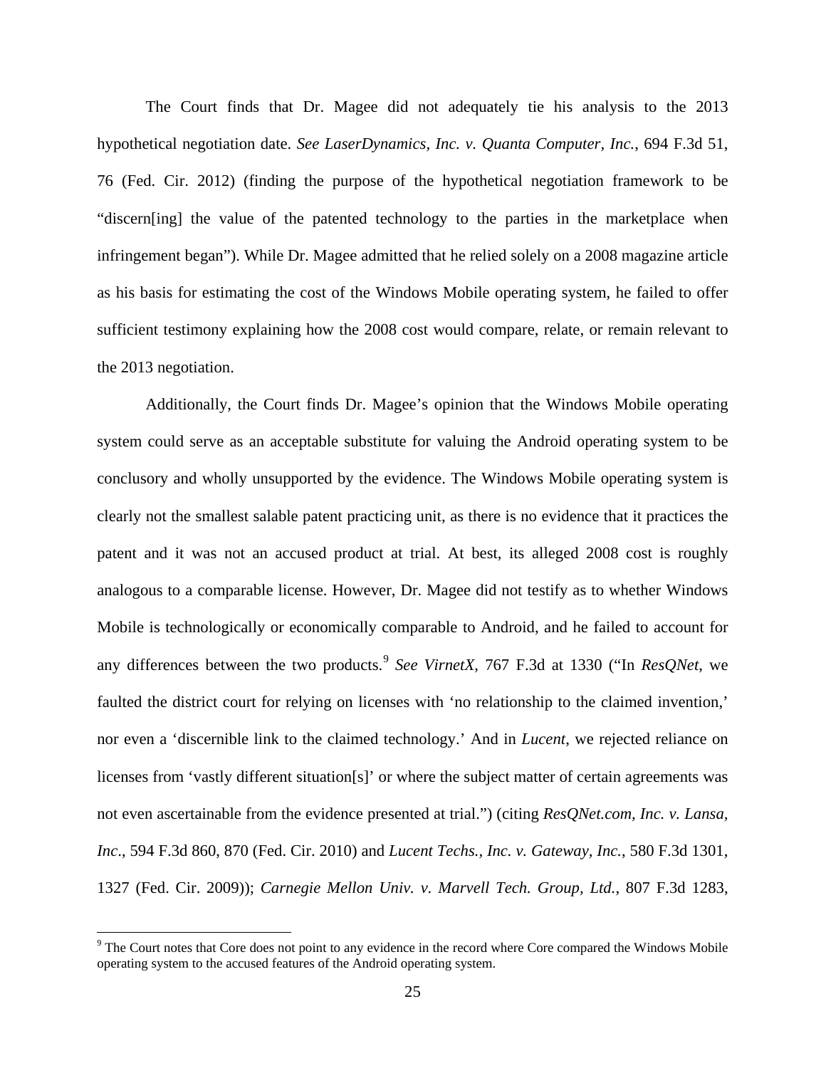The Court finds that Dr. Magee did not adequately tie his analysis to the 2013 hypothetical negotiation date. *See LaserDynamics, Inc. v. Quanta Computer, Inc.*, 694 F.3d 51, 76 (Fed. Cir. 2012) (finding the purpose of the hypothetical negotiation framework to be "discern[ing] the value of the patented technology to the parties in the marketplace when infringement began"). While Dr. Magee admitted that he relied solely on a 2008 magazine article as his basis for estimating the cost of the Windows Mobile operating system, he failed to offer sufficient testimony explaining how the 2008 cost would compare, relate, or remain relevant to the 2013 negotiation.

Additionally, the Court finds Dr. Magee's opinion that the Windows Mobile operating system could serve as an acceptable substitute for valuing the Android operating system to be conclusory and wholly unsupported by the evidence. The Windows Mobile operating system is clearly not the smallest salable patent practicing unit, as there is no evidence that it practices the patent and it was not an accused product at trial. At best, its alleged 2008 cost is roughly analogous to a comparable license. However, Dr. Magee did not testify as to whether Windows Mobile is technologically or economically comparable to Android, and he failed to account for any differences between the two products.[9] *See VirnetX*, 767 F.3d at 1330 ("In *ResQNet*, we faulted the district court for relying on licenses with 'no relationship to the claimed invention,' nor even a 'discernible link to the claimed technology.' And in *Lucent*, we rejected reliance on licenses from 'vastly different situation[s]' or where the subject matter of certain agreements was not even ascertainable from the evidence presented at trial.") (citing *ResQNet.com, Inc. v. Lansa, Inc*., 594 F.3d 860, 870 (Fed. Cir. 2010) and *Lucent Techs., Inc. v. Gateway, Inc.*, 580 F.3d 1301, 1327 (Fed. Cir. 2009)); *Carnegie Mellon Univ. v. Marvell Tech. Group, Ltd.*, 807 F.3d 1283,

[9] The Court notes that Core does not point to any evidence in the record where Core compared the Windows Mobile operating system to the accused features of the Android operating system.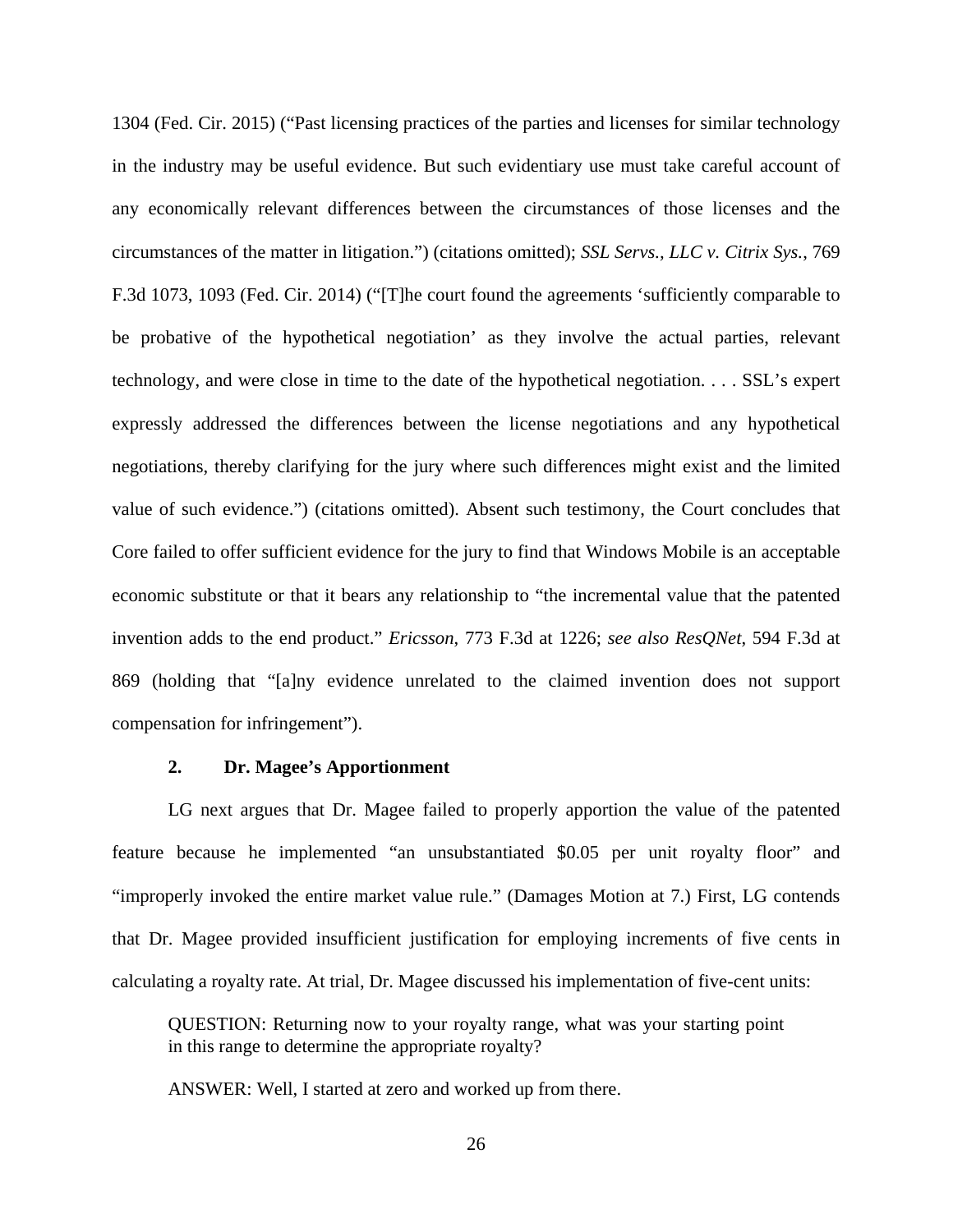1304 (Fed. Cir. 2015) ("Past licensing practices of the parties and licenses for similar technology in the industry may be useful evidence. But such evidentiary use must take careful account of any economically relevant differences between the circumstances of those licenses and the circumstances of the matter in litigation.") (citations omitted); *SSL Servs., LLC v. Citrix Sys.*, 769 F.3d 1073, 1093 (Fed. Cir. 2014) ("[T]he court found the agreements 'sufficiently comparable to be probative of the hypothetical negotiation' as they involve the actual parties, relevant technology, and were close in time to the date of the hypothetical negotiation. . . . SSL's expert expressly addressed the differences between the license negotiations and any hypothetical negotiations, thereby clarifying for the jury where such differences might exist and the limited value of such evidence.") (citations omitted). Absent such testimony, the Court concludes that Core failed to offer sufficient evidence for the jury to find that Windows Mobile is an acceptable economic substitute or that it bears any relationship to "the incremental value that the patented invention adds to the end product." *Ericsson*, 773 F.3d at 1226; *see also ResQNet*, 594 F.3d at 869 (holding that "[a]ny evidence unrelated to the claimed invention does not support compensation for infringement").

### 2. Dr. Magee's Apportionment

LG next argues that Dr. Magee failed to properly apportion the value of the patented feature because he implemented "an unsubstantiated \$0.05 per unit royalty floor" and "improperly invoked the entire market value rule." (Damages Motion at 7.) First, LG contends that Dr. Magee provided insufficient justification for employing increments of five cents in calculating a royalty rate. At trial, Dr. Magee discussed his implementation of five-cent units:

> QUESTION: Returning now to your royalty range, what was your starting point in this range to determine the appropriate royalty?
>
> ANSWER: Well, I started at zero and worked up from there.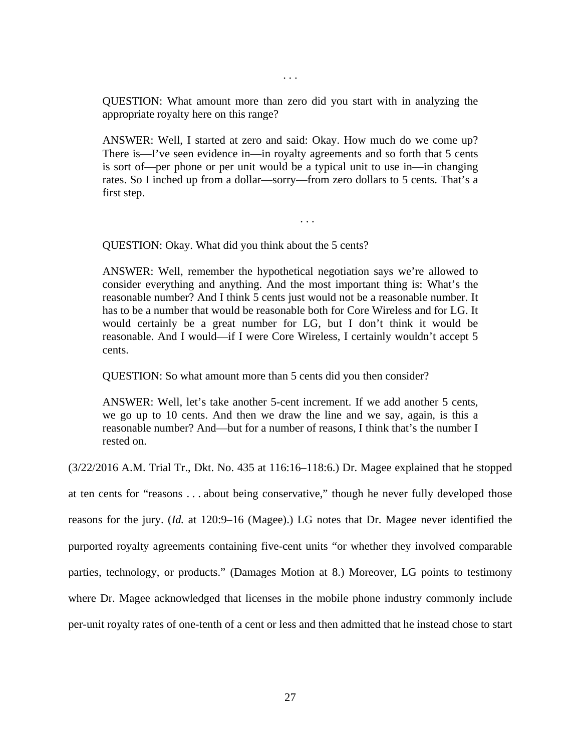. . .

> QUESTION: What amount more than zero did you start with in analyzing the appropriate royalty here on this range?
>
> ANSWER: Well, I started at zero and said: Okay. How much do we come up? There is—I've seen evidence in—in royalty agreements and so forth that 5 cents is sort of—per phone or per unit would be a typical unit to use in—in changing rates. So I inched up from a dollar—sorry—from zero dollars to 5 cents. That's a first step.
>
> . . .
>
> QUESTION: Okay. What did you think about the 5 cents?
>
> ANSWER: Well, remember the hypothetical negotiation says we're allowed to consider everything and anything. And the most important thing is: What's the reasonable number? And I think 5 cents just would not be a reasonable number. It has to be a number that would be reasonable both for Core Wireless and for LG. It would certainly be a great number for LG, but I don't think it would be reasonable. And I would—if I were Core Wireless, I certainly wouldn't accept 5 cents.
>
> QUESTION: So what amount more than 5 cents did you then consider?
>
> ANSWER: Well, let's take another 5-cent increment. If we add another 5 cents, we go up to 10 cents. And then we draw the line and we say, again, is this a reasonable number? And—but for a number of reasons, I think that's the number I rested on.

(3/22/2016 A.M. Trial Tr., Dkt. No. 435 at 116:16–118:6.) Dr. Magee explained that he stopped at ten cents for "reasons . . . about being conservative," though he never fully developed those reasons for the jury. (*Id.* at 120:9–16 (Magee).) LG notes that Dr. Magee never identified the purported royalty agreements containing five-cent units "or whether they involved comparable parties, technology, or products." (Damages Motion at 8.) Moreover, LG points to testimony where Dr. Magee acknowledged that licenses in the mobile phone industry commonly include per-unit royalty rates of one-tenth of a cent or less and then admitted that he instead chose to start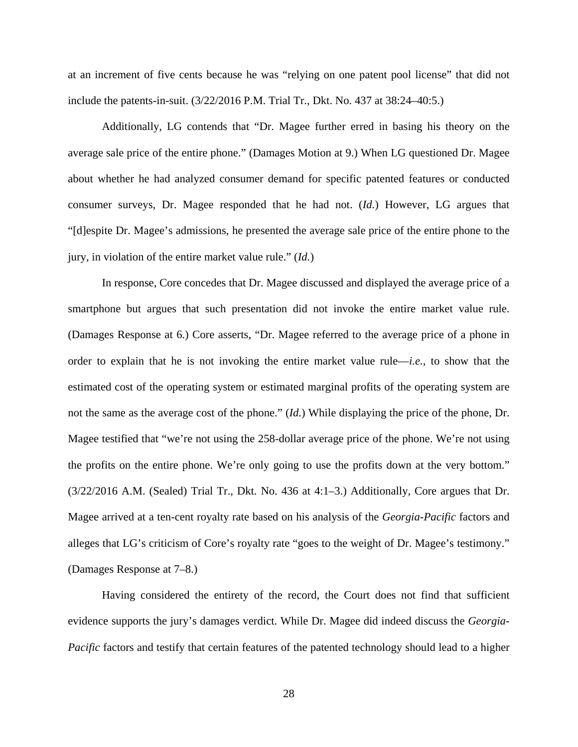at an increment of five cents because he was "relying on one patent pool license" that did not include the patents-in-suit. (3/22/2016 P.M. Trial Tr., Dkt. No. 437 at 38:24–40:5.)

Additionally, LG contends that "Dr. Magee further erred in basing his theory on the average sale price of the entire phone." (Damages Motion at 9.) When LG questioned Dr. Magee about whether he had analyzed consumer demand for specific patented features or conducted consumer surveys, Dr. Magee responded that he had not. (*Id.*) However, LG argues that "[d]espite Dr. Magee's admissions, he presented the average sale price of the entire phone to the jury, in violation of the entire market value rule." (*Id.*)

In response, Core concedes that Dr. Magee discussed and displayed the average price of a smartphone but argues that such presentation did not invoke the entire market value rule. (Damages Response at 6.) Core asserts, "Dr. Magee referred to the average price of a phone in order to explain that he is not invoking the entire market value rule—*i.e.*, to show that the estimated cost of the operating system or estimated marginal profits of the operating system are not the same as the average cost of the phone." (*Id.*) While displaying the price of the phone, Dr. Magee testified that "we're not using the 258-dollar average price of the phone. We're not using the profits on the entire phone. We're only going to use the profits down at the very bottom." (3/22/2016 A.M. (Sealed) Trial Tr., Dkt. No. 436 at 4:1–3.) Additionally, Core argues that Dr. Magee arrived at a ten-cent royalty rate based on his analysis of the *Georgia-Pacific* factors and alleges that LG's criticism of Core's royalty rate "goes to the weight of Dr. Magee's testimony." (Damages Response at 7–8.)

Having considered the entirety of the record, the Court does not find that sufficient evidence supports the jury's damages verdict. While Dr. Magee did indeed discuss the *Georgia-Pacific* factors and testify that certain features of the patented technology should lead to a higher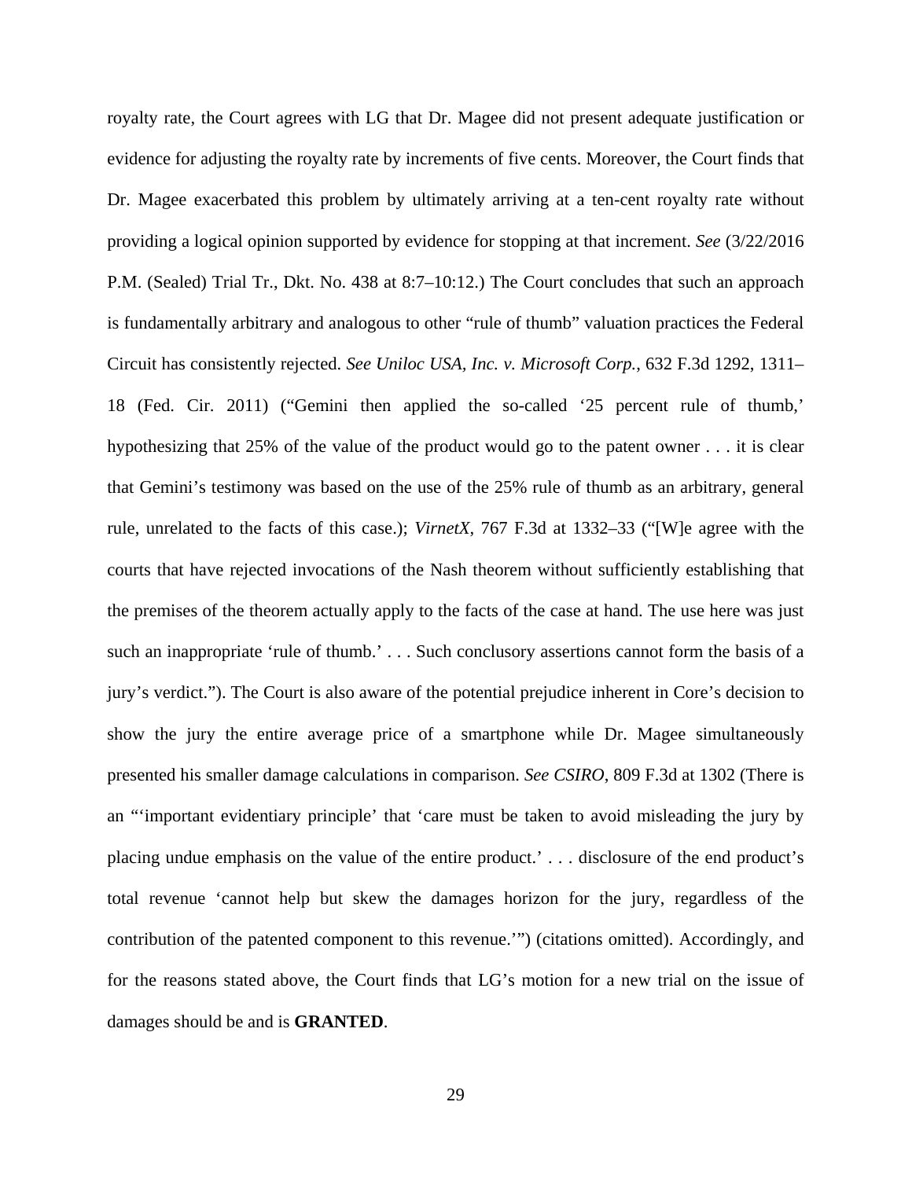royalty rate, the Court agrees with LG that Dr. Magee did not present adequate justification or evidence for adjusting the royalty rate by increments of five cents. Moreover, the Court finds that Dr. Magee exacerbated this problem by ultimately arriving at a ten-cent royalty rate without providing a logical opinion supported by evidence for stopping at that increment. *See* (3/22/2016 P.M. (Sealed) Trial Tr., Dkt. No. 438 at 8:7–10:12.) The Court concludes that such an approach is fundamentally arbitrary and analogous to other "rule of thumb" valuation practices the Federal Circuit has consistently rejected. *See Uniloc USA, Inc. v. Microsoft Corp.*, 632 F.3d 1292, 1311–18 (Fed. Cir. 2011) ("Gemini then applied the so-called '25 percent rule of thumb,' hypothesizing that 25% of the value of the product would go to the patent owner . . . it is clear that Gemini's testimony was based on the use of the 25% rule of thumb as an arbitrary, general rule, unrelated to the facts of this case.); *VirnetX*, 767 F.3d at 1332–33 ("[W]e agree with the courts that have rejected invocations of the Nash theorem without sufficiently establishing that the premises of the theorem actually apply to the facts of the case at hand. The use here was just such an inappropriate 'rule of thumb.' . . . Such conclusory assertions cannot form the basis of a jury's verdict."). The Court is also aware of the potential prejudice inherent in Core's decision to show the jury the entire average price of a smartphone while Dr. Magee simultaneously presented his smaller damage calculations in comparison. *See CSIRO*, 809 F.3d at 1302 (There is an "'important evidentiary principle' that 'care must be taken to avoid misleading the jury by placing undue emphasis on the value of the entire product.' . . . disclosure of the end product's total revenue 'cannot help but skew the damages horizon for the jury, regardless of the contribution of the patented component to this revenue.'") (citations omitted). Accordingly, and for the reasons stated above, the Court finds that LG's motion for a new trial on the issue of damages should be and is **GRANTED**.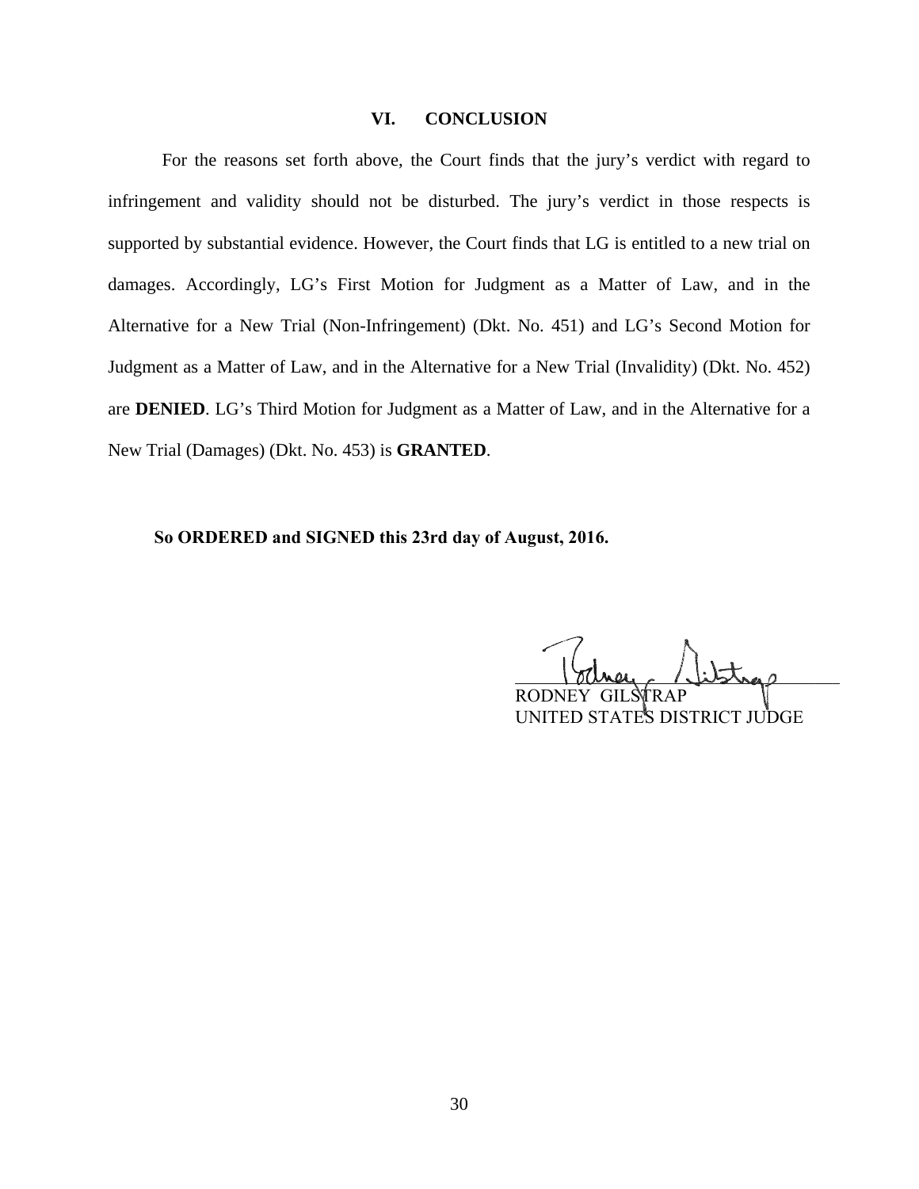## VI. CONCLUSION

For the reasons set forth above, the Court finds that the jury's verdict with regard to infringement and validity should not be disturbed. The jury's verdict in those respects is supported by substantial evidence. However, the Court finds that LG is entitled to a new trial on damages. Accordingly, LG's First Motion for Judgment as a Matter of Law, and in the Alternative for a New Trial (Non-Infringement) (Dkt. No. 451) and LG's Second Motion for Judgment as a Matter of Law, and in the Alternative for a New Trial (Invalidity) (Dkt. No. 452) are **DENIED**. LG's Third Motion for Judgment as a Matter of Law, and in the Alternative for a New Trial (Damages) (Dkt. No. 453) is **GRANTED**.

**So ORDERED and SIGNED this 23rd day of August, 2016.**

RODNEY GILSTRAP
UNITED STATES DISTRICT JUDGE